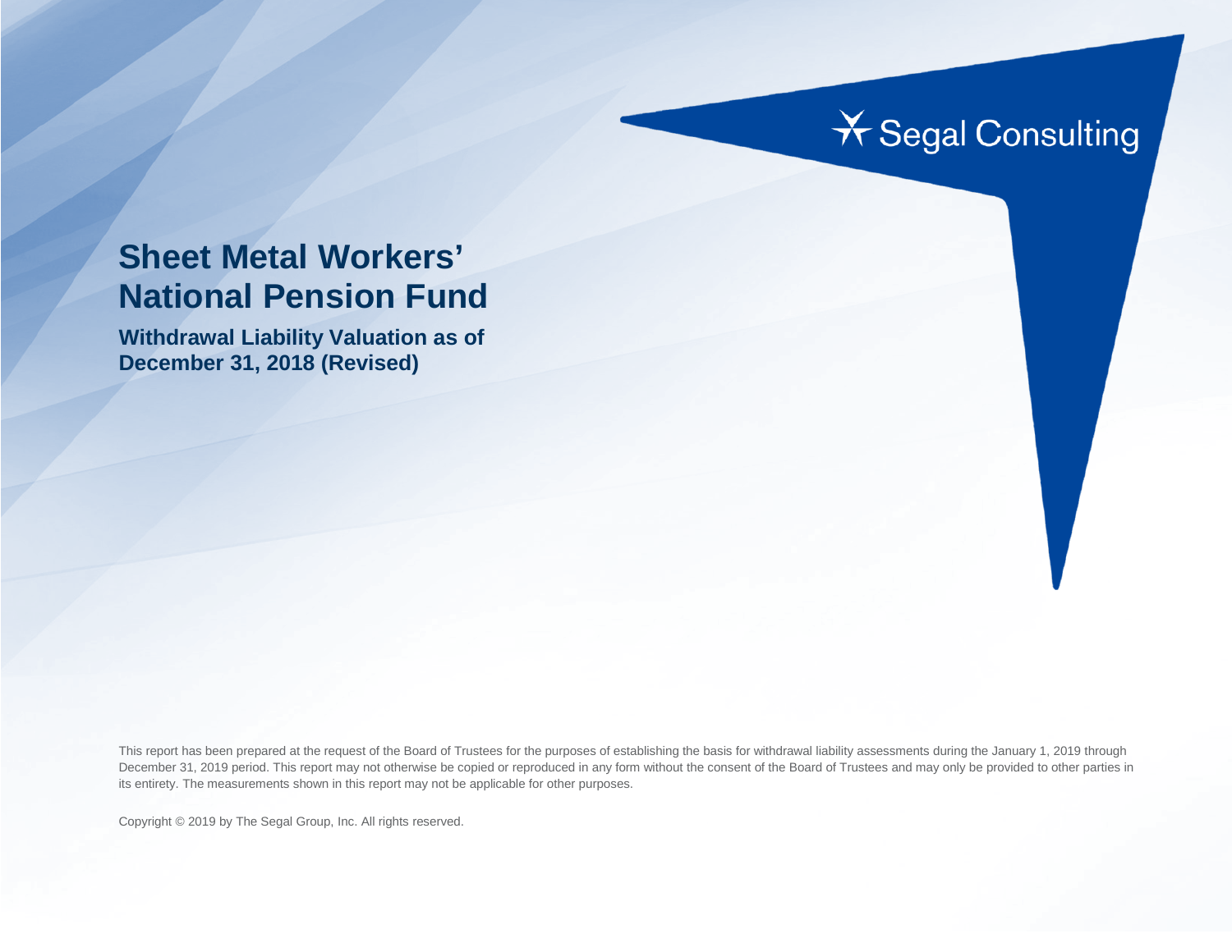Segal Consulting

# Sheet Metal Workers' National Pension Fund

**Withdrawal Liability Valuation as of December 31, 2018 (Revised)**

This report has been prepared at the request of the Board of Trustees for the purposes of establishing the basis for withdrawal liability assessments during the January 1, 2019 through December 31, 2019 period. This report may not otherwise be copied or reproduced in any form without the consent of the Board of Trustees and may only be provided to other parties in its entirety. The measurements shown in this report may not be applicable for other purposes.

Copyright © 2019 by The Segal Group, Inc. All rights reserved.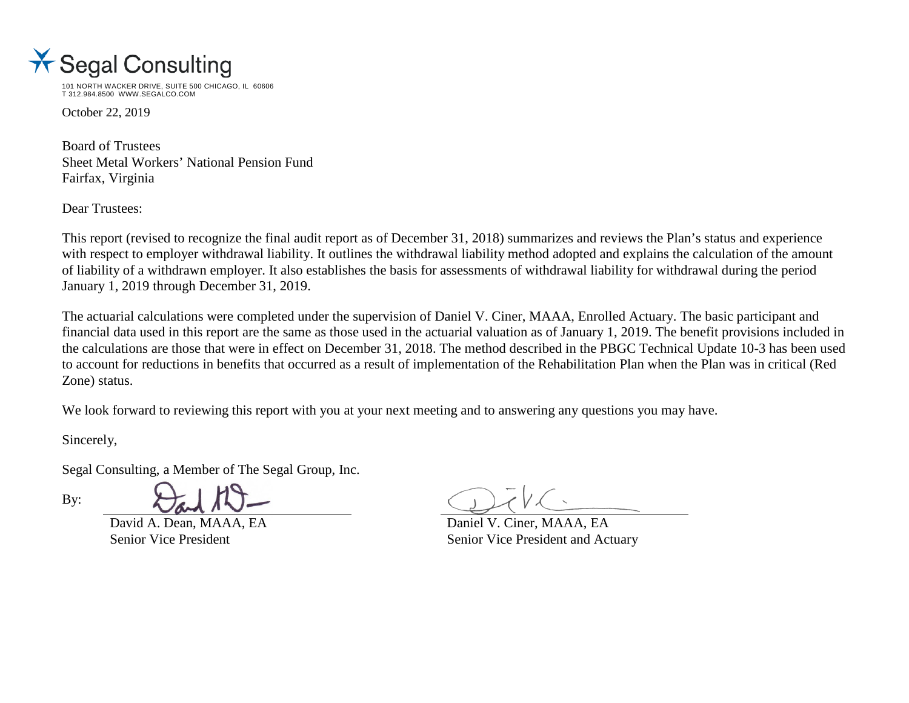Segal Consulting

101 NORTH WACKER DRIVE, SUITE 500 CHICAGO, IL 60606
T 312.984.8500 WWW.SEGALCO.COM

October 22, 2019

Board of Trustees
Sheet Metal Workers' National Pension Fund
Fairfax, Virginia

Dear Trustees:

This report (revised to recognize the final audit report as of December 31, 2018) summarizes and reviews the Plan's status and experience with respect to employer withdrawal liability. It outlines the withdrawal liability method adopted and explains the calculation of the amount of liability of a withdrawn employer. It also establishes the basis for assessments of withdrawal liability for withdrawal during the period January 1, 2019 through December 31, 2019.

The actuarial calculations were completed under the supervision of Daniel V. Ciner, MAAA, Enrolled Actuary. The basic participant and financial data used in this report are the same as those used in the actuarial valuation as of January 1, 2019. The benefit provisions included in the calculations are those that were in effect on December 31, 2018. The method described in the PBGC Technical Update 10-3 has been used to account for reductions in benefits that occurred as a result of implementation of the Rehabilitation Plan when the Plan was in critical (Red Zone) status.

We look forward to reviewing this report with you at your next meeting and to answering any questions you may have.

Sincerely,

Segal Consulting, a Member of The Segal Group, Inc.

By:

David A. Dean, MAAA, EA
Senior Vice President

Daniel V. Ciner, MAAA, EA
Senior Vice President and Actuary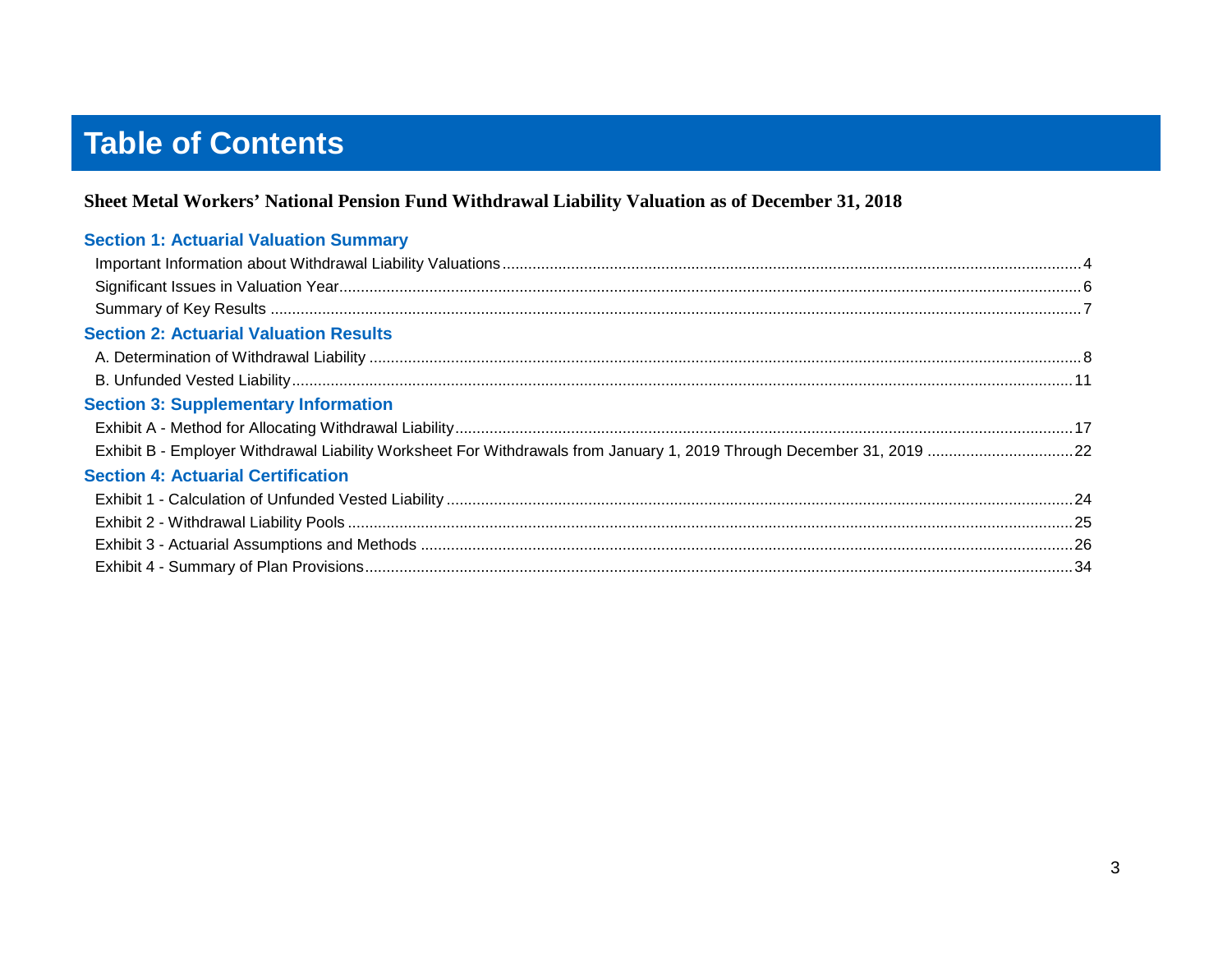# Table of Contents

**Sheet Metal Workers' National Pension Fund Withdrawal Liability Valuation as of December 31, 2018**

## Section 1: Actuarial Valuation Summary

- Important Information about Withdrawal Liability Valuations ........ 4
- Significant Issues in Valuation Year ........ 6
- Summary of Key Results ........ 7

## Section 2: Actuarial Valuation Results

- A. Determination of Withdrawal Liability ........ 8
- B. Unfunded Vested Liability ........ 11

## Section 3: Supplementary Information

- Exhibit A - Method for Allocating Withdrawal Liability ........ 17
- Exhibit B - Employer Withdrawal Liability Worksheet For Withdrawals from January 1, 2019 Through December 31, 2019 ........ 22

## Section 4: Actuarial Certification

- Exhibit 1 - Calculation of Unfunded Vested Liability ........ 24
- Exhibit 2 - Withdrawal Liability Pools ........ 25
- Exhibit 3 - Actuarial Assumptions and Methods ........ 26
- Exhibit 4 - Summary of Plan Provisions ........ 34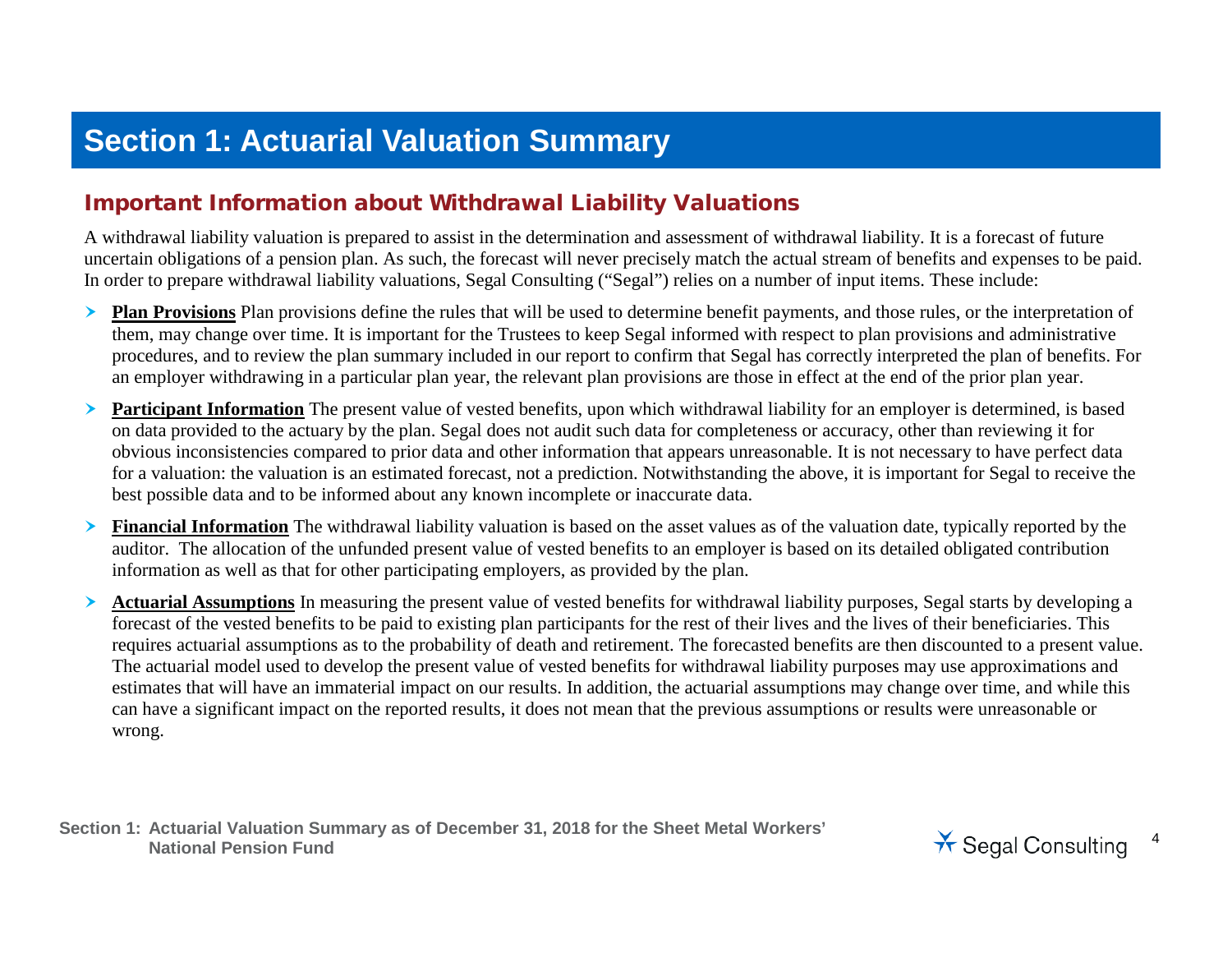# Section 1: Actuarial Valuation Summary

## Important Information about Withdrawal Liability Valuations

A withdrawal liability valuation is prepared to assist in the determination and assessment of withdrawal liability. It is a forecast of future uncertain obligations of a pension plan. As such, the forecast will never precisely match the actual stream of benefits and expenses to be paid. In order to prepare withdrawal liability valuations, Segal Consulting ("Segal") relies on a number of input items. These include:

- **Plan Provisions** Plan provisions define the rules that will be used to determine benefit payments, and those rules, or the interpretation of them, may change over time. It is important for the Trustees to keep Segal informed with respect to plan provisions and administrative procedures, and to review the plan summary included in our report to confirm that Segal has correctly interpreted the plan of benefits. For an employer withdrawing in a particular plan year, the relevant plan provisions are those in effect at the end of the prior plan year.

- **Participant Information** The present value of vested benefits, upon which withdrawal liability for an employer is determined, is based on data provided to the actuary by the plan. Segal does not audit such data for completeness or accuracy, other than reviewing it for obvious inconsistencies compared to prior data and other information that appears unreasonable. It is not necessary to have perfect data for a valuation: the valuation is an estimated forecast, not a prediction. Notwithstanding the above, it is important for Segal to receive the best possible data and to be informed about any known incomplete or inaccurate data.

- **Financial Information** The withdrawal liability valuation is based on the asset values as of the valuation date, typically reported by the auditor. The allocation of the unfunded present value of vested benefits to an employer is based on its detailed obligated contribution information as well as that for other participating employers, as provided by the plan.

- **Actuarial Assumptions** In measuring the present value of vested benefits for withdrawal liability purposes, Segal starts by developing a forecast of the vested benefits to be paid to existing plan participants for the rest of their lives and the lives of their beneficiaries. This requires actuarial assumptions as to the probability of death and retirement. The forecasted benefits are then discounted to a present value. The actuarial model used to develop the present value of vested benefits for withdrawal liability purposes may use approximations and estimates that will have an immaterial impact on our results. In addition, the actuarial assumptions may change over time, and while this can have a significant impact on the reported results, it does not mean that the previous assumptions or results were unreasonable or wrong.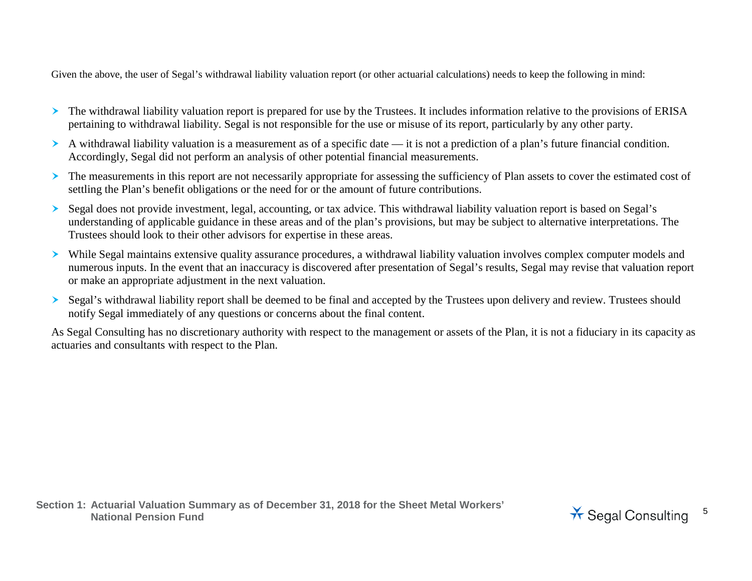Given the above, the user of Segal's withdrawal liability valuation report (or other actuarial calculations) needs to keep the following in mind:

- The withdrawal liability valuation report is prepared for use by the Trustees. It includes information relative to the provisions of ERISA pertaining to withdrawal liability. Segal is not responsible for the use or misuse of its report, particularly by any other party.
- A withdrawal liability valuation is a measurement as of a specific date — it is not a prediction of a plan's future financial condition. Accordingly, Segal did not perform an analysis of other potential financial measurements.
- The measurements in this report are not necessarily appropriate for assessing the sufficiency of Plan assets to cover the estimated cost of settling the Plan's benefit obligations or the need for or the amount of future contributions.
- Segal does not provide investment, legal, accounting, or tax advice. This withdrawal liability valuation report is based on Segal's understanding of applicable guidance in these areas and of the plan's provisions, but may be subject to alternative interpretations. The Trustees should look to their other advisors for expertise in these areas.
- While Segal maintains extensive quality assurance procedures, a withdrawal liability valuation involves complex computer models and numerous inputs. In the event that an inaccuracy is discovered after presentation of Segal's results, Segal may revise that valuation report or make an appropriate adjustment in the next valuation.
- Segal's withdrawal liability report shall be deemed to be final and accepted by the Trustees upon delivery and review. Trustees should notify Segal immediately of any questions or concerns about the final content.

As Segal Consulting has no discretionary authority with respect to the management or assets of the Plan, it is not a fiduciary in its capacity as actuaries and consultants with respect to the Plan.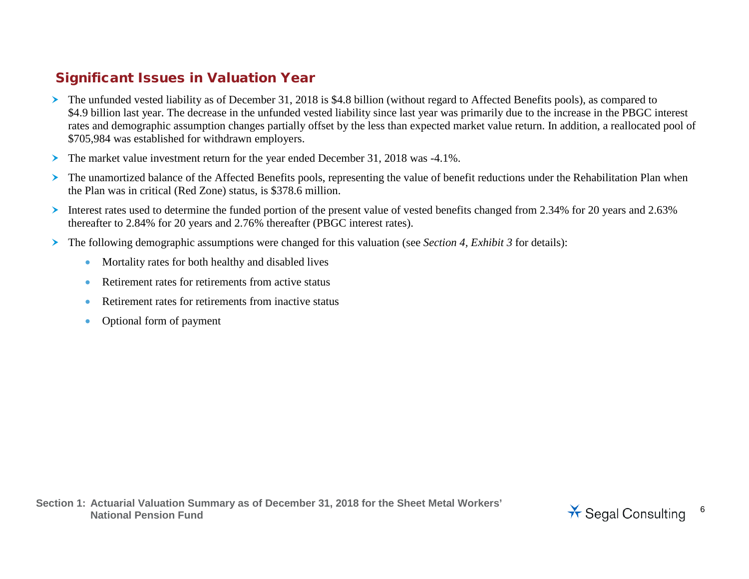## Significant Issues in Valuation Year

- The unfunded vested liability as of December 31, 2018 is $4.8 billion (without regard to Affected Benefits pools), as compared to $4.9 billion last year. The decrease in the unfunded vested liability since last year was primarily due to the increase in the PBGC interest rates and demographic assumption changes partially offset by the less than expected market value return. In addition, a reallocated pool of $705,984 was established for withdrawn employers.
- The market value investment return for the year ended December 31, 2018 was -4.1%.
- The unamortized balance of the Affected Benefits pools, representing the value of benefit reductions under the Rehabilitation Plan when the Plan was in critical (Red Zone) status, is $378.6 million.
- Interest rates used to determine the funded portion of the present value of vested benefits changed from 2.34% for 20 years and 2.63% thereafter to 2.84% for 20 years and 2.76% thereafter (PBGC interest rates).
- The following demographic assumptions were changed for this valuation (see *Section 4, Exhibit 3* for details):
  - Mortality rates for both healthy and disabled lives
  - Retirement rates for retirements from active status
  - Retirement rates for retirements from inactive status
  - Optional form of payment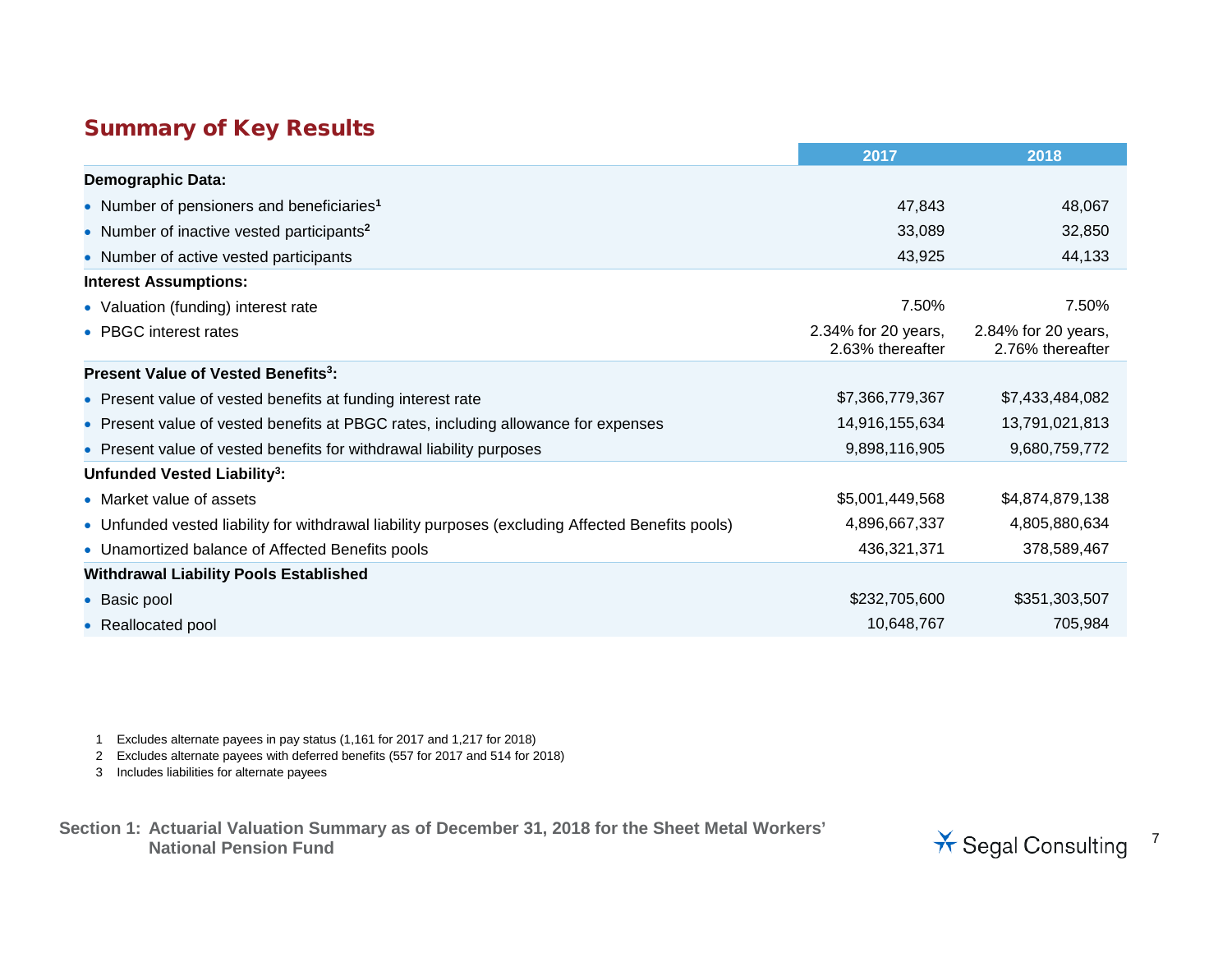## Summary of Key Results

| | 2017 | 2018 |
|---|---|---|
| **Demographic Data:** | | |
| • Number of pensioners and beneficiaries[1] | 47,843 | 48,067 |
| • Number of inactive vested participants[2] | 33,089 | 32,850 |
| • Number of active vested participants | 43,925 | 44,133 |
| **Interest Assumptions:** | | |
| • Valuation (funding) interest rate | 7.50% | 7.50% |
| • PBGC interest rates | 2.34% for 20 years, 2.63% thereafter | 2.84% for 20 years, 2.76% thereafter |
| **Present Value of Vested Benefits[3]:** | | |
| • Present value of vested benefits at funding interest rate | $7,366,779,367 | $7,433,484,082 |
| • Present value of vested benefits at PBGC rates, including allowance for expenses | 14,916,155,634 | 13,791,021,813 |
| • Present value of vested benefits for withdrawal liability purposes | 9,898,116,905 | 9,680,759,772 |
| **Unfunded Vested Liability[3]:** | | |
| • Market value of assets | $5,001,449,568 | $4,874,879,138 |
| • Unfunded vested liability for withdrawal liability purposes (excluding Affected Benefits pools) | 4,896,667,337 | 4,805,880,634 |
| • Unamortized balance of Affected Benefits pools | 436,321,371 | 378,589,467 |
| **Withdrawal Liability Pools Established** | | |
| • Basic pool | $232,705,600 | $351,303,507 |
| • Reallocated pool | 10,648,767 | 705,984 |

1 Excludes alternate payees in pay status (1,161 for 2017 and 1,217 for 2018)

2 Excludes alternate payees with deferred benefits (557 for 2017 and 514 for 2018)

3 Includes liabilities for alternate payees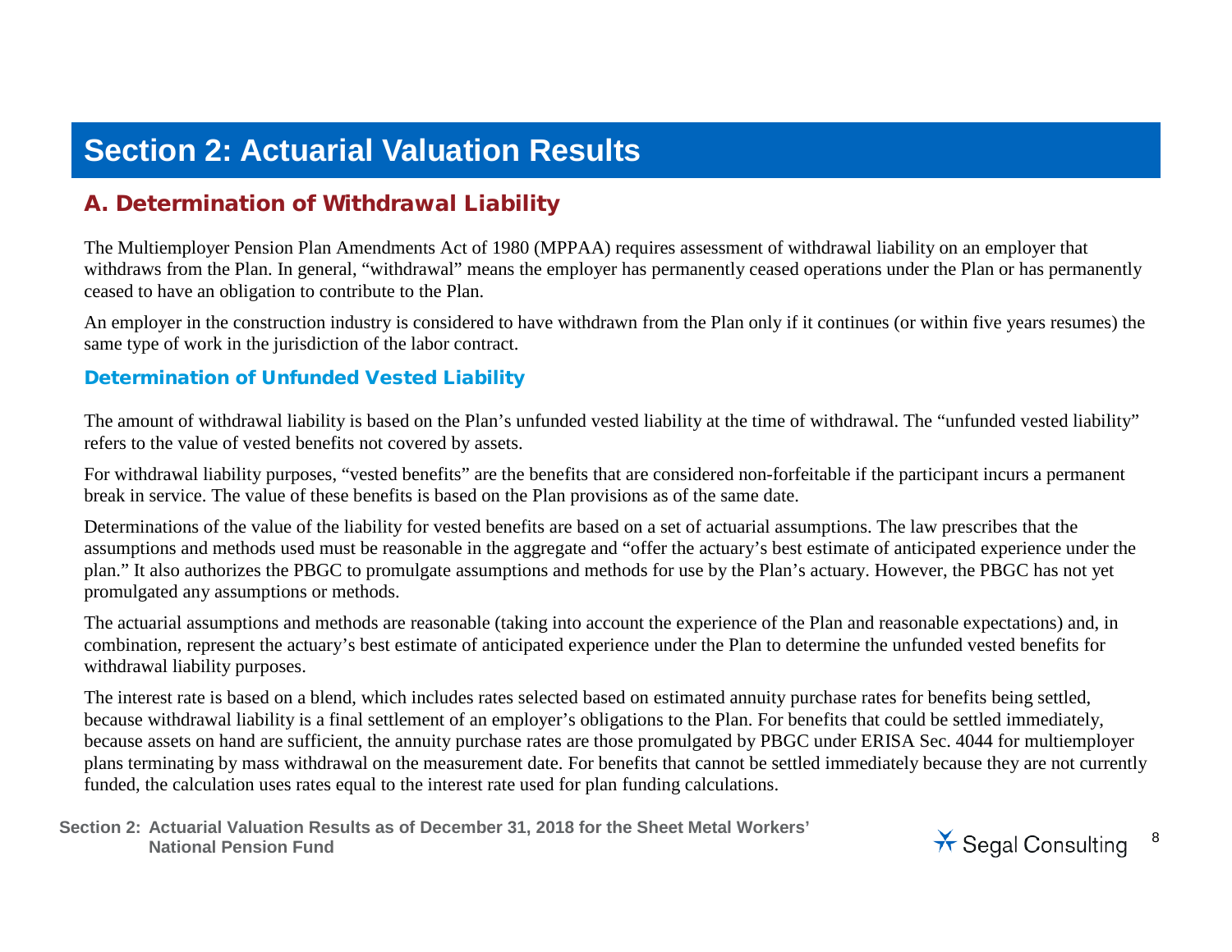# Section 2: Actuarial Valuation Results

## A. Determination of Withdrawal Liability

The Multiemployer Pension Plan Amendments Act of 1980 (MPPAA) requires assessment of withdrawal liability on an employer that withdraws from the Plan. In general, "withdrawal" means the employer has permanently ceased operations under the Plan or has permanently ceased to have an obligation to contribute to the Plan.

An employer in the construction industry is considered to have withdrawn from the Plan only if it continues (or within five years resumes) the same type of work in the jurisdiction of the labor contract.

### Determination of Unfunded Vested Liability

The amount of withdrawal liability is based on the Plan's unfunded vested liability at the time of withdrawal. The "unfunded vested liability" refers to the value of vested benefits not covered by assets.

For withdrawal liability purposes, "vested benefits" are the benefits that are considered non-forfeitable if the participant incurs a permanent break in service. The value of these benefits is based on the Plan provisions as of the same date.

Determinations of the value of the liability for vested benefits are based on a set of actuarial assumptions. The law prescribes that the assumptions and methods used must be reasonable in the aggregate and "offer the actuary's best estimate of anticipated experience under the plan." It also authorizes the PBGC to promulgate assumptions and methods for use by the Plan's actuary. However, the PBGC has not yet promulgated any assumptions or methods.

The actuarial assumptions and methods are reasonable (taking into account the experience of the Plan and reasonable expectations) and, in combination, represent the actuary's best estimate of anticipated experience under the Plan to determine the unfunded vested benefits for withdrawal liability purposes.

The interest rate is based on a blend, which includes rates selected based on estimated annuity purchase rates for benefits being settled, because withdrawal liability is a final settlement of an employer's obligations to the Plan. For benefits that could be settled immediately, because assets on hand are sufficient, the annuity purchase rates are those promulgated by PBGC under ERISA Sec. 4044 for multiemployer plans terminating by mass withdrawal on the measurement date. For benefits that cannot be settled immediately because they are not currently funded, the calculation uses rates equal to the interest rate used for plan funding calculations.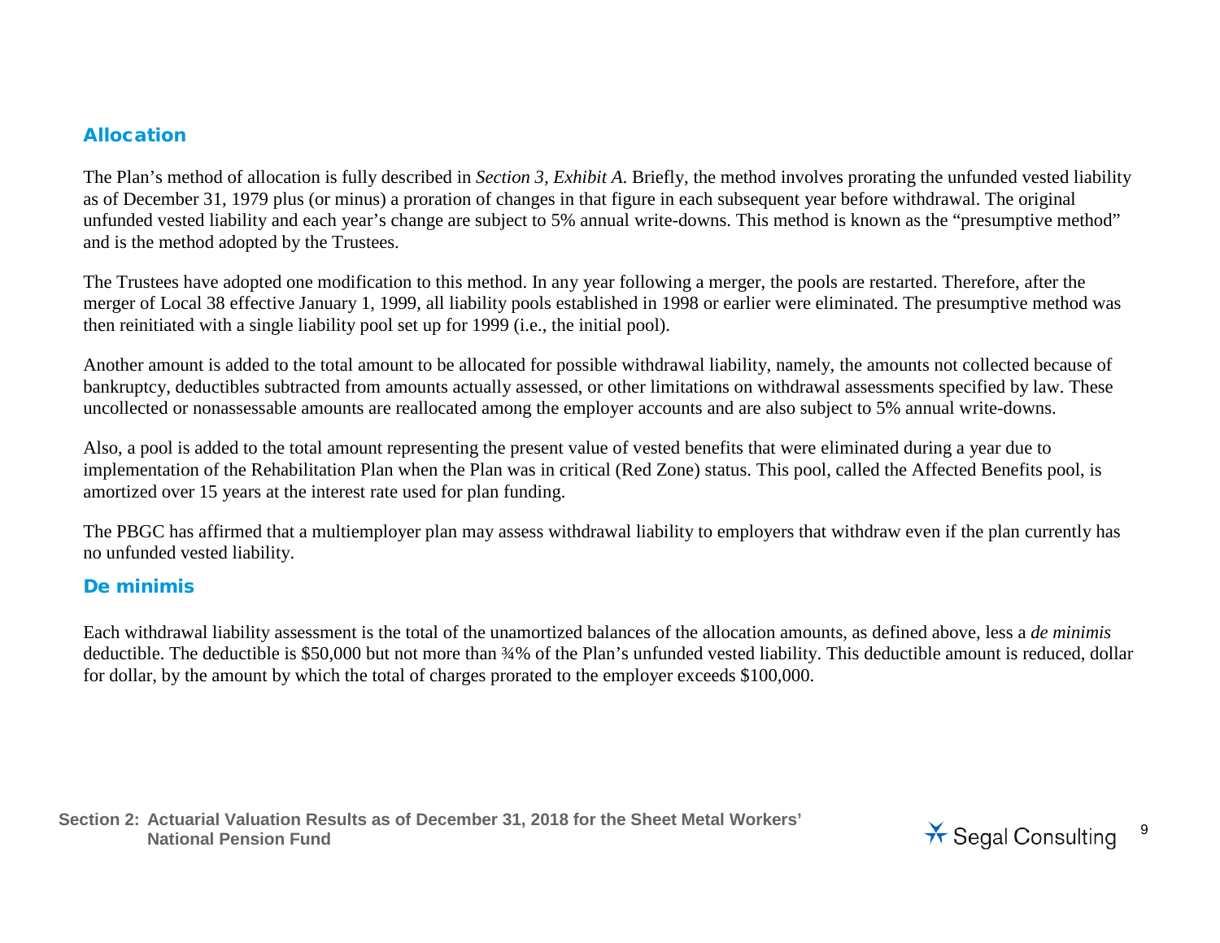## Allocation

The Plan's method of allocation is fully described in *Section 3, Exhibit A*. Briefly, the method involves prorating the unfunded vested liability as of December 31, 1979 plus (or minus) a proration of changes in that figure in each subsequent year before withdrawal. The original unfunded vested liability and each year's change are subject to 5% annual write-downs. This method is known as the "presumptive method" and is the method adopted by the Trustees.

The Trustees have adopted one modification to this method. In any year following a merger, the pools are restarted. Therefore, after the merger of Local 38 effective January 1, 1999, all liability pools established in 1998 or earlier were eliminated. The presumptive method was then reinitiated with a single liability pool set up for 1999 (i.e., the initial pool).

Another amount is added to the total amount to be allocated for possible withdrawal liability, namely, the amounts not collected because of bankruptcy, deductibles subtracted from amounts actually assessed, or other limitations on withdrawal assessments specified by law. These uncollected or nonassessable amounts are reallocated among the employer accounts and are also subject to 5% annual write-downs.

Also, a pool is added to the total amount representing the present value of vested benefits that were eliminated during a year due to implementation of the Rehabilitation Plan when the Plan was in critical (Red Zone) status. This pool, called the Affected Benefits pool, is amortized over 15 years at the interest rate used for plan funding.

The PBGC has affirmed that a multiemployer plan may assess withdrawal liability to employers that withdraw even if the plan currently has no unfunded vested liability.

## De minimis

Each withdrawal liability assessment is the total of the unamortized balances of the allocation amounts, as defined above, less a *de minimis* deductible. The deductible is \$50,000 but not more than ¾% of the Plan's unfunded vested liability. This deductible amount is reduced, dollar for dollar, by the amount by which the total of charges prorated to the employer exceeds \$100,000.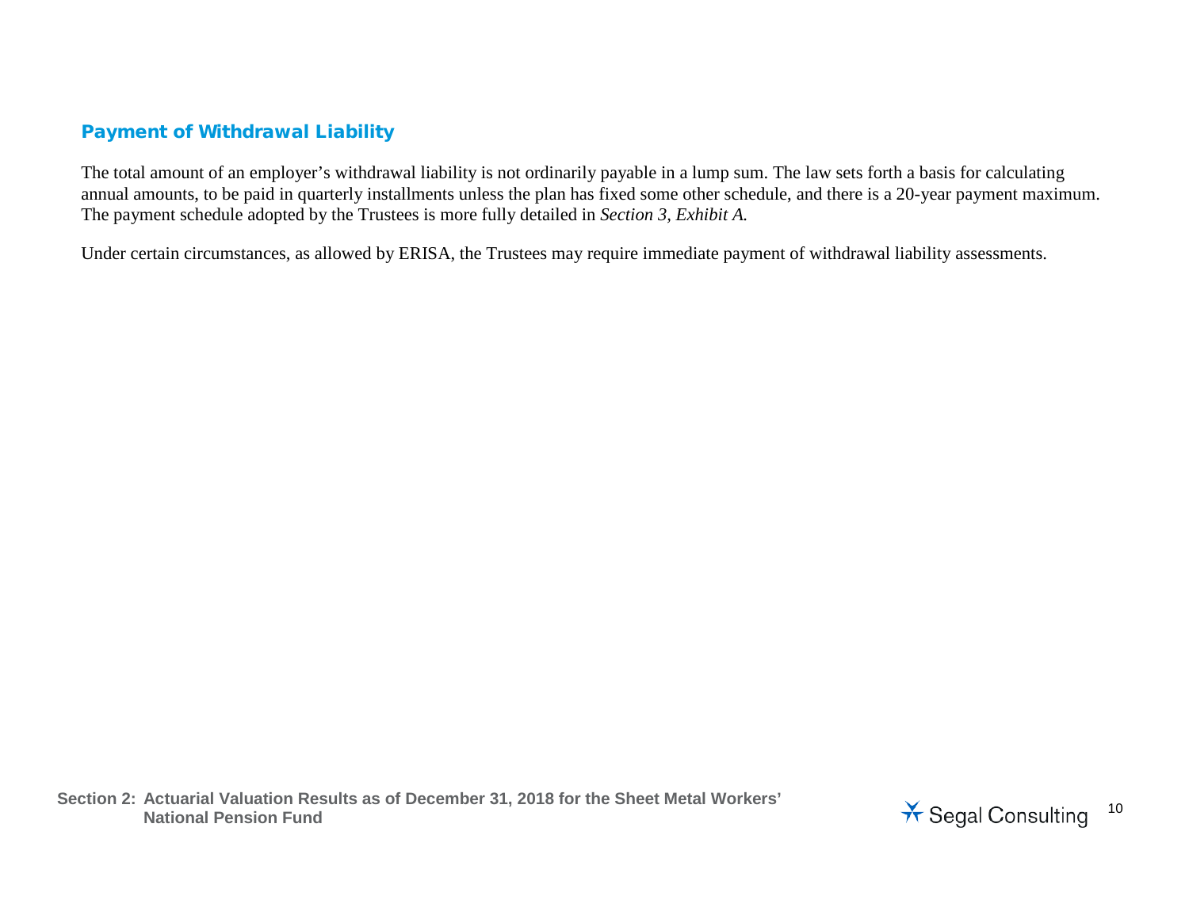## Payment of Withdrawal Liability

The total amount of an employer's withdrawal liability is not ordinarily payable in a lump sum. The law sets forth a basis for calculating annual amounts, to be paid in quarterly installments unless the plan has fixed some other schedule, and there is a 20-year payment maximum. The payment schedule adopted by the Trustees is more fully detailed in *Section 3, Exhibit A.*

Under certain circumstances, as allowed by ERISA, the Trustees may require immediate payment of withdrawal liability assessments.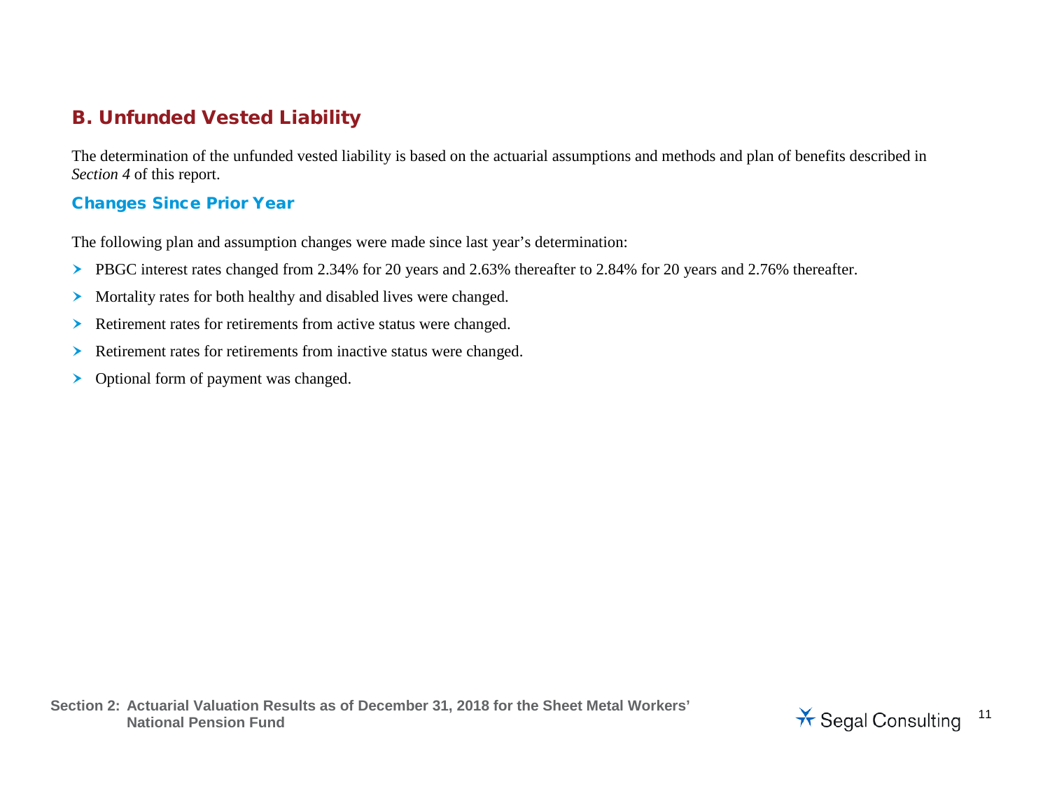## B. Unfunded Vested Liability

The determination of the unfunded vested liability is based on the actuarial assumptions and methods and plan of benefits described in *Section 4* of this report.

### Changes Since Prior Year

The following plan and assumption changes were made since last year's determination:

- PBGC interest rates changed from 2.34% for 20 years and 2.63% thereafter to 2.84% for 20 years and 2.76% thereafter.
- Mortality rates for both healthy and disabled lives were changed.
- Retirement rates for retirements from active status were changed.
- Retirement rates for retirements from inactive status were changed.
- Optional form of payment was changed.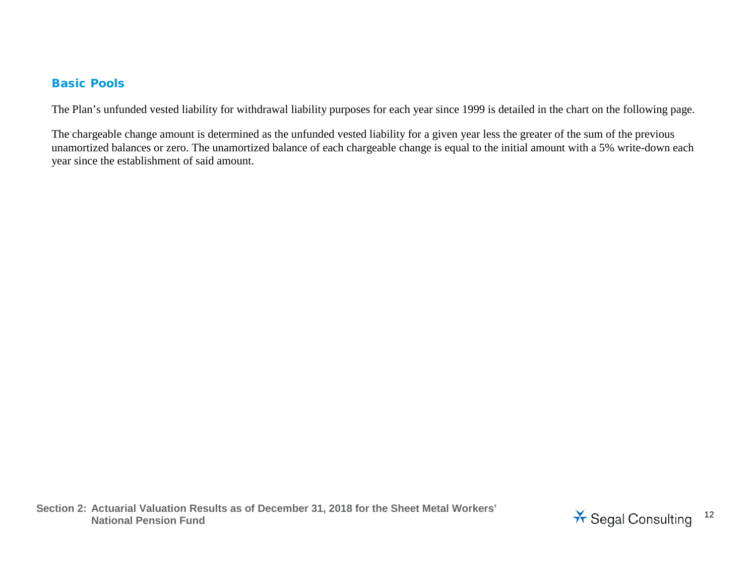## Basic Pools

The Plan's unfunded vested liability for withdrawal liability purposes for each year since 1999 is detailed in the chart on the following page.

The chargeable change amount is determined as the unfunded vested liability for a given year less the greater of the sum of the previous unamortized balances or zero. The unamortized balance of each chargeable change is equal to the initial amount with a 5% write-down each year since the establishment of said amount.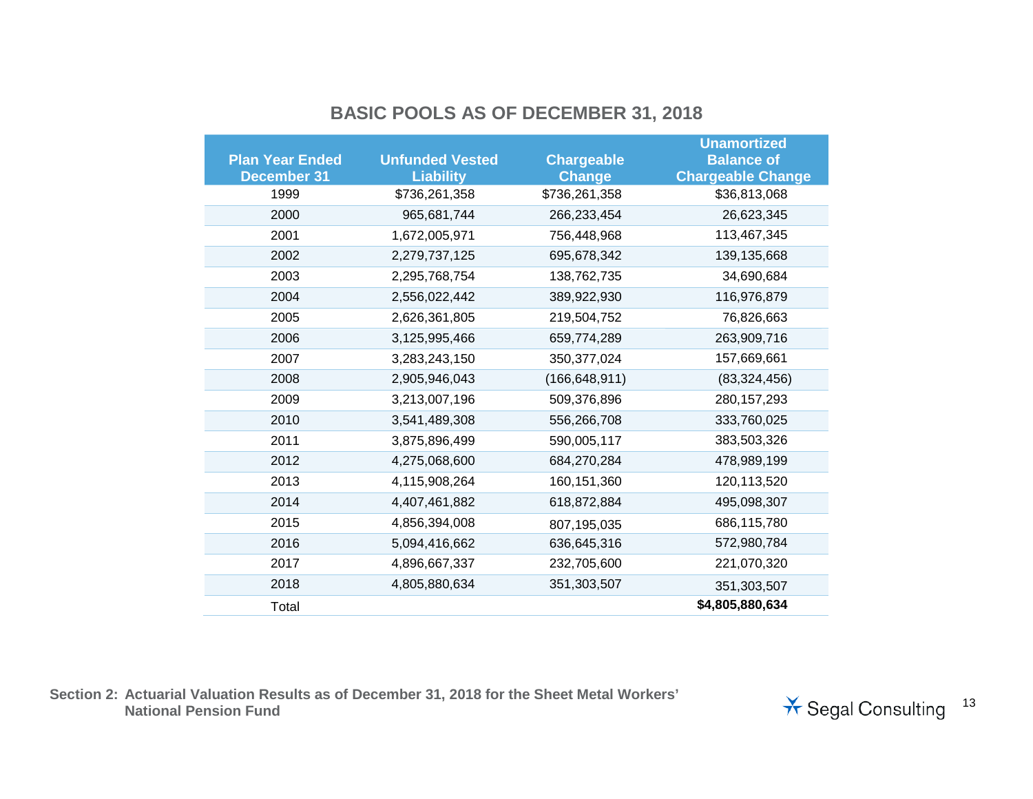## BASIC POOLS AS OF DECEMBER 31, 2018

| Plan Year Ended December 31 | Unfunded Vested Liability | Chargeable Change | Unamortized Balance of Chargeable Change |
|---|---|---|---|
| 1999 | $736,261,358 | $736,261,358 | $36,813,068 |
| 2000 | 965,681,744 | 266,233,454 | 26,623,345 |
| 2001 | 1,672,005,971 | 756,448,968 | 113,467,345 |
| 2002 | 2,279,737,125 | 695,678,342 | 139,135,668 |
| 2003 | 2,295,768,754 | 138,762,735 | 34,690,684 |
| 2004 | 2,556,022,442 | 389,922,930 | 116,976,879 |
| 2005 | 2,626,361,805 | 219,504,752 | 76,826,663 |
| 2006 | 3,125,995,466 | 659,774,289 | 263,909,716 |
| 2007 | 3,283,243,150 | 350,377,024 | 157,669,661 |
| 2008 | 2,905,946,043 | (166,648,911) | (83,324,456) |
| 2009 | 3,213,007,196 | 509,376,896 | 280,157,293 |
| 2010 | 3,541,489,308 | 556,266,708 | 333,760,025 |
| 2011 | 3,875,896,499 | 590,005,117 | 383,503,326 |
| 2012 | 4,275,068,600 | 684,270,284 | 478,989,199 |
| 2013 | 4,115,908,264 | 160,151,360 | 120,113,520 |
| 2014 | 4,407,461,882 | 618,872,884 | 495,098,307 |
| 2015 | 4,856,394,008 | 807,195,035 | 686,115,780 |
| 2016 | 5,094,416,662 | 636,645,316 | 572,980,784 |
| 2017 | 4,896,667,337 | 232,705,600 | 221,070,320 |
| 2018 | 4,805,880,634 | 351,303,507 | 351,303,507 |
| Total | | | **$4,805,880,634** |

Section 2: Actuarial Valuation Results as of December 31, 2018 for the Sheet Metal Workers' National Pension Fund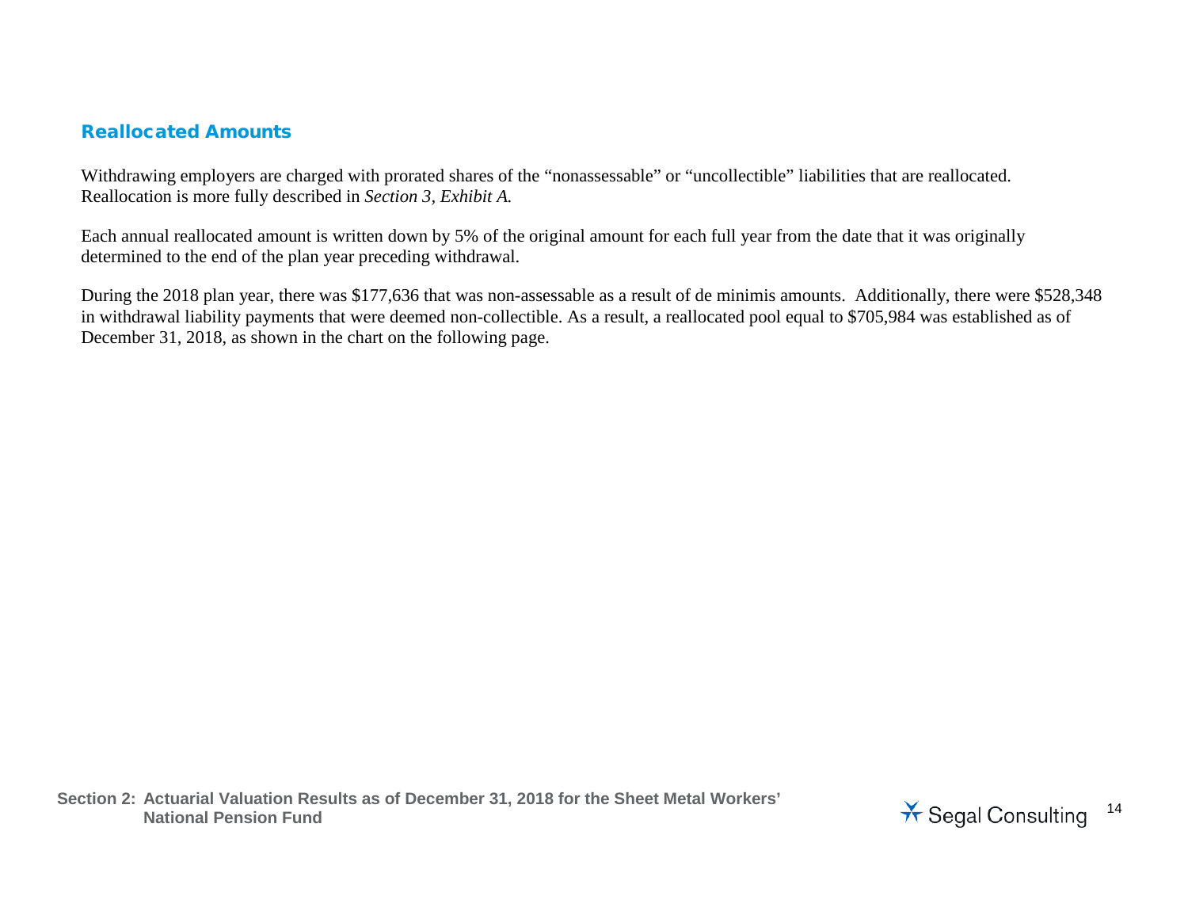## Reallocated Amounts

Withdrawing employers are charged with prorated shares of the "nonassessable" or "uncollectible" liabilities that are reallocated. Reallocation is more fully described in *Section 3, Exhibit A.*

Each annual reallocated amount is written down by 5% of the original amount for each full year from the date that it was originally determined to the end of the plan year preceding withdrawal.

During the 2018 plan year, there was $177,636 that was non-assessable as a result of de minimis amounts. Additionally, there were $528,348 in withdrawal liability payments that were deemed non-collectible. As a result, a reallocated pool equal to $705,984 was established as of December 31, 2018, as shown in the chart on the following page.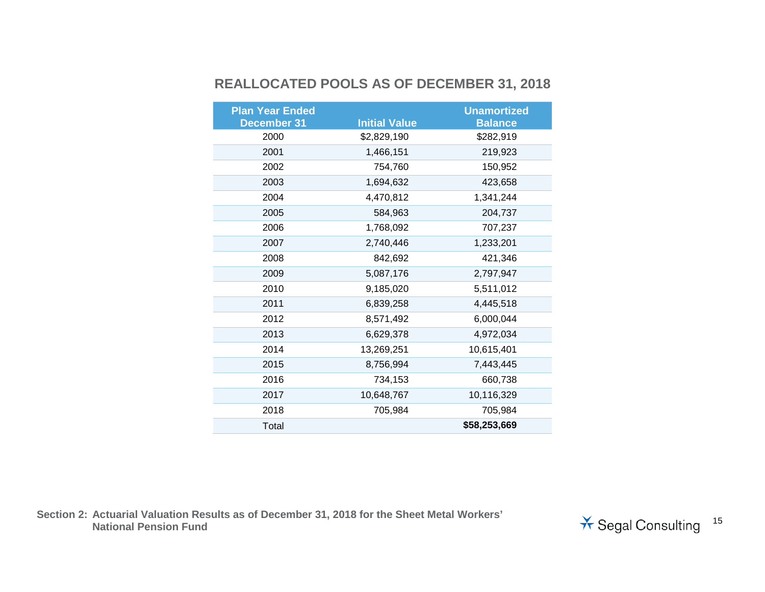## REALLOCATED POOLS AS OF DECEMBER 31, 2018

| Plan Year Ended December 31 | Initial Value | Unamortized Balance |
|---|---|---|
| 2000 | $2,829,190 | $282,919 |
| 2001 | 1,466,151 | 219,923 |
| 2002 | 754,760 | 150,952 |
| 2003 | 1,694,632 | 423,658 |
| 2004 | 4,470,812 | 1,341,244 |
| 2005 | 584,963 | 204,737 |
| 2006 | 1,768,092 | 707,237 |
| 2007 | 2,740,446 | 1,233,201 |
| 2008 | 842,692 | 421,346 |
| 2009 | 5,087,176 | 2,797,947 |
| 2010 | 9,185,020 | 5,511,012 |
| 2011 | 6,839,258 | 4,445,518 |
| 2012 | 8,571,492 | 6,000,044 |
| 2013 | 6,629,378 | 4,972,034 |
| 2014 | 13,269,251 | 10,615,401 |
| 2015 | 8,756,994 | 7,443,445 |
| 2016 | 734,153 | 660,738 |
| 2017 | 10,648,767 | 10,116,329 |
| 2018 | 705,984 | 705,984 |
| Total | | **$58,253,669** |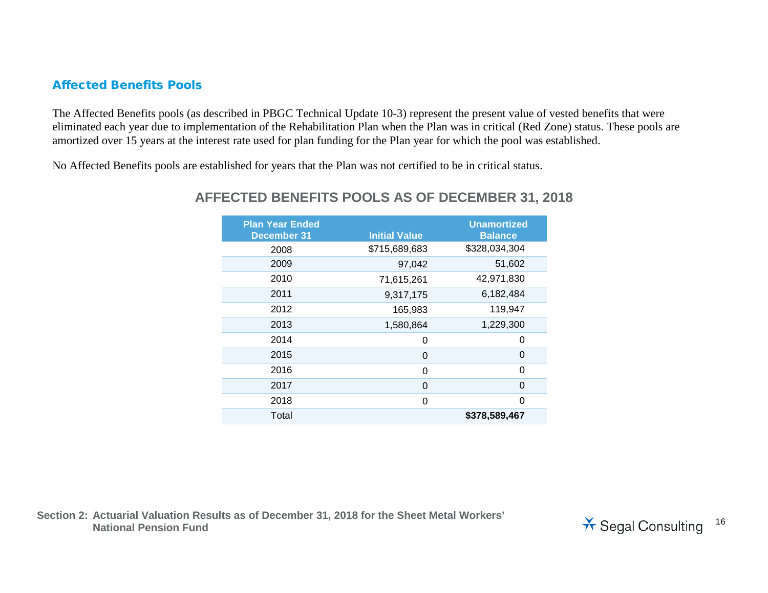## Affected Benefits Pools

The Affected Benefits pools (as described in PBGC Technical Update 10-3) represent the present value of vested benefits that were eliminated each year due to implementation of the Rehabilitation Plan when the Plan was in critical (Red Zone) status. These pools are amortized over 15 years at the interest rate used for plan funding for the Plan year for which the pool was established.

No Affected Benefits pools are established for years that the Plan was not certified to be in critical status.

### AFFECTED BENEFITS POOLS AS OF DECEMBER 31, 2018

| Plan Year Ended December 31 | Initial Value | Unamortized Balance |
|---|---|---|
| 2008 | $715,689,683 | $328,034,304 |
| 2009 | 97,042 | 51,602 |
| 2010 | 71,615,261 | 42,971,830 |
| 2011 | 9,317,175 | 6,182,484 |
| 2012 | 165,983 | 119,947 |
| 2013 | 1,580,864 | 1,229,300 |
| 2014 | 0 | 0 |
| 2015 | 0 | 0 |
| 2016 | 0 | 0 |
| 2017 | 0 | 0 |
| 2018 | 0 | 0 |
| Total | | **$378,589,467** |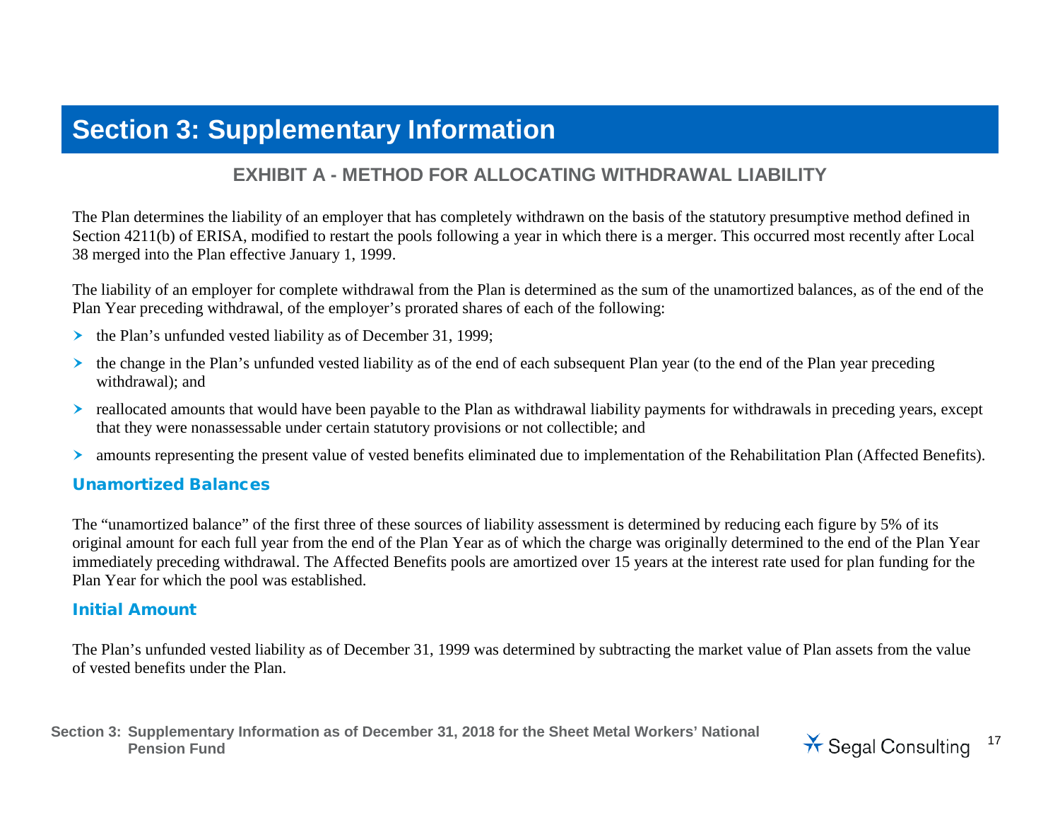# Section 3: Supplementary Information

## EXHIBIT A - METHOD FOR ALLOCATING WITHDRAWAL LIABILITY

The Plan determines the liability of an employer that has completely withdrawn on the basis of the statutory presumptive method defined in Section 4211(b) of ERISA, modified to restart the pools following a year in which there is a merger. This occurred most recently after Local 38 merged into the Plan effective January 1, 1999.

The liability of an employer for complete withdrawal from the Plan is determined as the sum of the unamortized balances, as of the end of the Plan Year preceding withdrawal, of the employer's prorated shares of each of the following:

- the Plan's unfunded vested liability as of December 31, 1999;
- the change in the Plan's unfunded vested liability as of the end of each subsequent Plan year (to the end of the Plan year preceding withdrawal); and
- reallocated amounts that would have been payable to the Plan as withdrawal liability payments for withdrawals in preceding years, except that they were nonassessable under certain statutory provisions or not collectible; and
- amounts representing the present value of vested benefits eliminated due to implementation of the Rehabilitation Plan (Affected Benefits).

### Unamortized Balances

The "unamortized balance" of the first three of these sources of liability assessment is determined by reducing each figure by 5% of its original amount for each full year from the end of the Plan Year as of which the charge was originally determined to the end of the Plan Year immediately preceding withdrawal. The Affected Benefits pools are amortized over 15 years at the interest rate used for plan funding for the Plan Year for which the pool was established.

### Initial Amount

The Plan's unfunded vested liability as of December 31, 1999 was determined by subtracting the market value of Plan assets from the value of vested benefits under the Plan.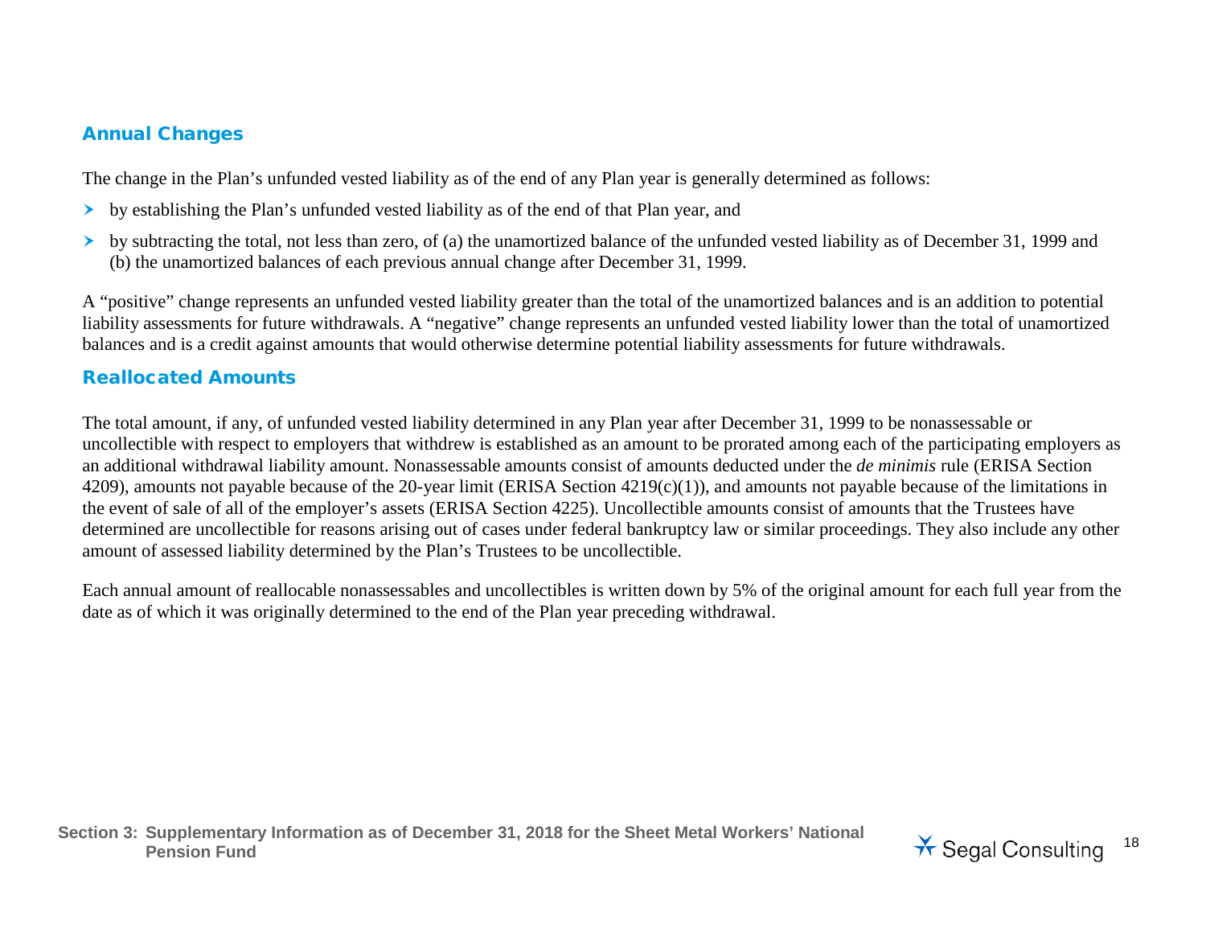## Annual Changes

The change in the Plan's unfunded vested liability as of the end of any Plan year is generally determined as follows:

- by establishing the Plan's unfunded vested liability as of the end of that Plan year, and
- by subtracting the total, not less than zero, of (a) the unamortized balance of the unfunded vested liability as of December 31, 1999 and (b) the unamortized balances of each previous annual change after December 31, 1999.

A "positive" change represents an unfunded vested liability greater than the total of the unamortized balances and is an addition to potential liability assessments for future withdrawals. A "negative" change represents an unfunded vested liability lower than the total of unamortized balances and is a credit against amounts that would otherwise determine potential liability assessments for future withdrawals.

## Reallocated Amounts

The total amount, if any, of unfunded vested liability determined in any Plan year after December 31, 1999 to be nonassessable or uncollectible with respect to employers that withdrew is established as an amount to be prorated among each of the participating employers as an additional withdrawal liability amount. Nonassessable amounts consist of amounts deducted under the *de minimis* rule (ERISA Section 4209), amounts not payable because of the 20-year limit (ERISA Section 4219(c)(1)), and amounts not payable because of the limitations in the event of sale of all of the employer's assets (ERISA Section 4225). Uncollectible amounts consist of amounts that the Trustees have determined are uncollectible for reasons arising out of cases under federal bankruptcy law or similar proceedings. They also include any other amount of assessed liability determined by the Plan's Trustees to be uncollectible.

Each annual amount of reallocable nonassessables and uncollectibles is written down by 5% of the original amount for each full year from the date as of which it was originally determined to the end of the Plan year preceding withdrawal.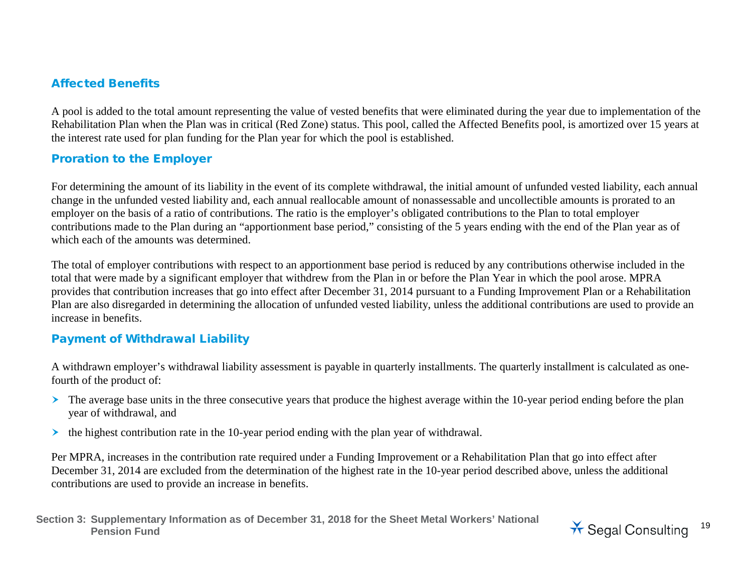### Affected Benefits

A pool is added to the total amount representing the value of vested benefits that were eliminated during the year due to implementation of the Rehabilitation Plan when the Plan was in critical (Red Zone) status. This pool, called the Affected Benefits pool, is amortized over 15 years at the interest rate used for plan funding for the Plan year for which the pool is established.

### Proration to the Employer

For determining the amount of its liability in the event of its complete withdrawal, the initial amount of unfunded vested liability, each annual change in the unfunded vested liability and, each annual reallocable amount of nonassessable and uncollectible amounts is prorated to an employer on the basis of a ratio of contributions. The ratio is the employer's obligated contributions to the Plan to total employer contributions made to the Plan during an "apportionment base period," consisting of the 5 years ending with the end of the Plan year as of which each of the amounts was determined.

The total of employer contributions with respect to an apportionment base period is reduced by any contributions otherwise included in the total that were made by a significant employer that withdrew from the Plan in or before the Plan Year in which the pool arose. MPRA provides that contribution increases that go into effect after December 31, 2014 pursuant to a Funding Improvement Plan or a Rehabilitation Plan are also disregarded in determining the allocation of unfunded vested liability, unless the additional contributions are used to provide an increase in benefits.

### Payment of Withdrawal Liability

A withdrawn employer's withdrawal liability assessment is payable in quarterly installments. The quarterly installment is calculated as one-fourth of the product of:

- The average base units in the three consecutive years that produce the highest average within the 10-year period ending before the plan year of withdrawal, and
- the highest contribution rate in the 10-year period ending with the plan year of withdrawal.

Per MPRA, increases in the contribution rate required under a Funding Improvement or a Rehabilitation Plan that go into effect after December 31, 2014 are excluded from the determination of the highest rate in the 10-year period described above, unless the additional contributions are used to provide an increase in benefits.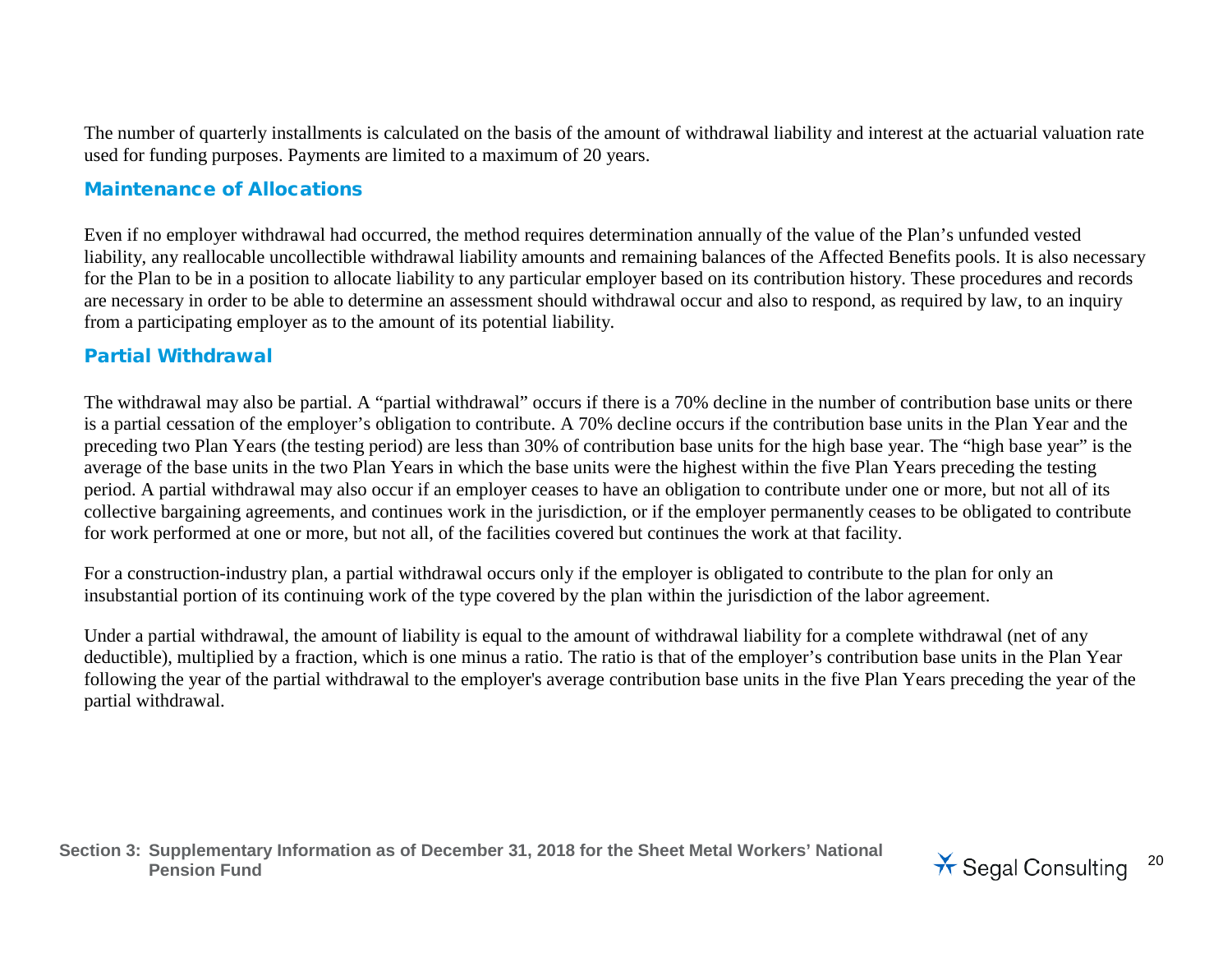The number of quarterly installments is calculated on the basis of the amount of withdrawal liability and interest at the actuarial valuation rate used for funding purposes. Payments are limited to a maximum of 20 years.

## Maintenance of Allocations

Even if no employer withdrawal had occurred, the method requires determination annually of the value of the Plan's unfunded vested liability, any reallocable uncollectible withdrawal liability amounts and remaining balances of the Affected Benefits pools. It is also necessary for the Plan to be in a position to allocate liability to any particular employer based on its contribution history. These procedures and records are necessary in order to be able to determine an assessment should withdrawal occur and also to respond, as required by law, to an inquiry from a participating employer as to the amount of its potential liability.

## Partial Withdrawal

The withdrawal may also be partial. A "partial withdrawal" occurs if there is a 70% decline in the number of contribution base units or there is a partial cessation of the employer's obligation to contribute. A 70% decline occurs if the contribution base units in the Plan Year and the preceding two Plan Years (the testing period) are less than 30% of contribution base units for the high base year. The "high base year" is the average of the base units in the two Plan Years in which the base units were the highest within the five Plan Years preceding the testing period. A partial withdrawal may also occur if an employer ceases to have an obligation to contribute under one or more, but not all of its collective bargaining agreements, and continues work in the jurisdiction, or if the employer permanently ceases to be obligated to contribute for work performed at one or more, but not all, of the facilities covered but continues the work at that facility.

For a construction-industry plan, a partial withdrawal occurs only if the employer is obligated to contribute to the plan for only an insubstantial portion of its continuing work of the type covered by the plan within the jurisdiction of the labor agreement.

Under a partial withdrawal, the amount of liability is equal to the amount of withdrawal liability for a complete withdrawal (net of any deductible), multiplied by a fraction, which is one minus a ratio. The ratio is that of the employer's contribution base units in the Plan Year following the year of the partial withdrawal to the employer's average contribution base units in the five Plan Years preceding the year of the partial withdrawal.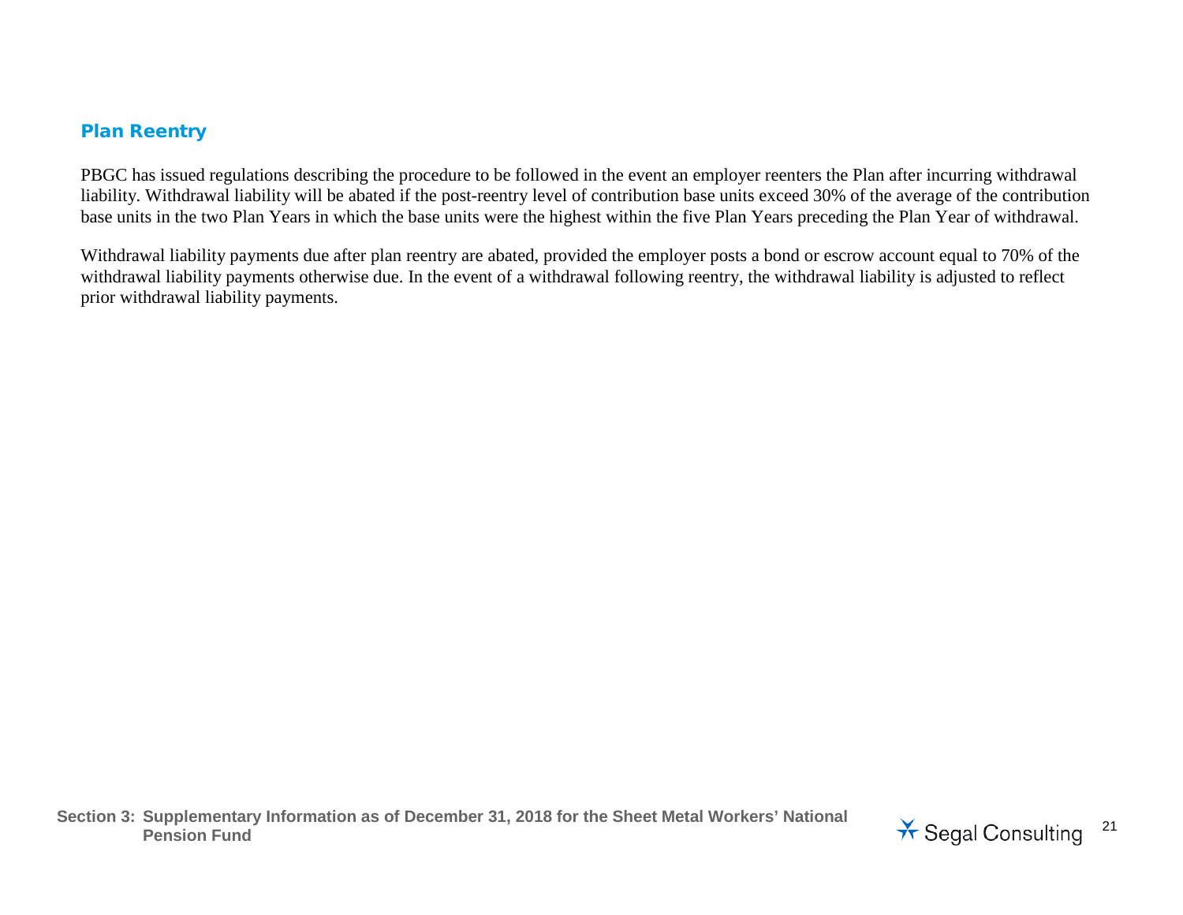## Plan Reentry

PBGC has issued regulations describing the procedure to be followed in the event an employer reenters the Plan after incurring withdrawal liability. Withdrawal liability will be abated if the post-reentry level of contribution base units exceed 30% of the average of the contribution base units in the two Plan Years in which the base units were the highest within the five Plan Years preceding the Plan Year of withdrawal.

Withdrawal liability payments due after plan reentry are abated, provided the employer posts a bond or escrow account equal to 70% of the withdrawal liability payments otherwise due. In the event of a withdrawal following reentry, the withdrawal liability is adjusted to reflect prior withdrawal liability payments.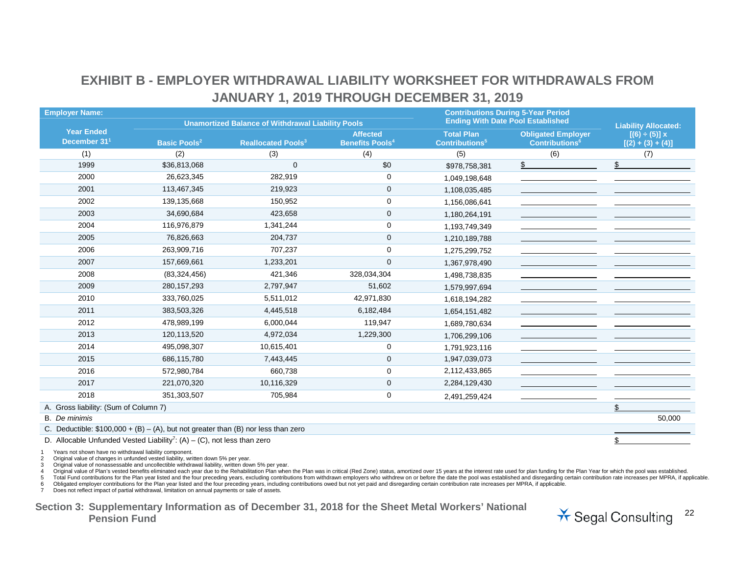# EXHIBIT B - EMPLOYER WITHDRAWAL LIABILITY WORKSHEET FOR WITHDRAWALS FROM JANUARY 1, 2019 THROUGH DECEMBER 31, 2019

| Employer Name: | | | | Contributions During 5-Year Period Ending With Date Pool Established | | |
|---|---|---|---|---|---|---|
| | Unamortized Balance of Withdrawal Liability Pools | | | | | |
| Year Ended December 31[1] | Basic Pools[2] | Reallocated Pools[3] | Affected Benefits Pools[4] | Total Plan Contributions[5] | Obligated Employer Contributions[6] | Liability Allocated: [(6) ÷ (5)] x [(2) + (3) + (4)] |
| (1) | (2) | (3) | (4) | (5) | (6) | (7) |
| 1999 | $36,813,068 | 0 | $0 | $978,758,381 | $ | $ |
| 2000 | 26,623,345 | 282,919 | 0 | 1,049,198,648 | | |
| 2001 | 113,467,345 | 219,923 | 0 | 1,108,035,485 | | |
| 2002 | 139,135,668 | 150,952 | 0 | 1,156,086,641 | | |
| 2003 | 34,690,684 | 423,658 | 0 | 1,180,264,191 | | |
| 2004 | 116,976,879 | 1,341,244 | 0 | 1,193,749,349 | | |
| 2005 | 76,826,663 | 204,737 | 0 | 1,210,189,788 | | |
| 2006 | 263,909,716 | 707,237 | 0 | 1,275,299,752 | | |
| 2007 | 157,669,661 | 1,233,201 | 0 | 1,367,978,490 | | |
| 2008 | (83,324,456) | 421,346 | 328,034,304 | 1,498,738,835 | | |
| 2009 | 280,157,293 | 2,797,947 | 51,602 | 1,579,997,694 | | |
| 2010 | 333,760,025 | 5,511,012 | 42,971,830 | 1,618,194,282 | | |
| 2011 | 383,503,326 | 4,445,518 | 6,182,484 | 1,654,151,482 | | |
| 2012 | 478,989,199 | 6,000,044 | 119,947 | 1,689,780,634 | | |
| 2013 | 120,113,520 | 4,972,034 | 1,229,300 | 1,706,299,106 | | |
| 2014 | 495,098,307 | 10,615,401 | 0 | 1,791,923,116 | | |
| 2015 | 686,115,780 | 7,443,445 | 0 | 1,947,039,073 | | |
| 2016 | 572,980,784 | 660,738 | 0 | 2,112,433,865 | | |
| 2017 | 221,070,320 | 10,116,329 | 0 | 2,284,129,430 | | |
| 2018 | 351,303,507 | 705,984 | 0 | 2,491,259,424 | | |
| A. Gross liability: (Sum of Column 7) | | | | | | $ |
| B. *De minimis* | | | | | | 50,000 |
| C. Deductible: $100,000 + (B) – (A), but not greater than (B) nor less than zero | | | | | | |
| D. Allocable Unfunded Vested Liability[7]: (A) – (C), not less than zero | | | | | | $ |

1 Years not shown have no withdrawal liability component.
2 Original value of changes in unfunded vested liability, written down 5% per year.
3 Original value of nonassessable and uncollectible withdrawal liability, written down 5% per year.
4 Original value of Plan's vested benefits eliminated each year due to the Rehabilitation Plan when the Plan was in critical (Red Zone) status, amortized over 15 years at the interest rate used for plan funding for the Plan Year for which the pool was established.
5 Total Fund contributions for the Plan year listed and the four preceding years, excluding contributions from withdrawn employers who withdrew on or before the date the pool was established and disregarding certain contribution rate increases per MPRA, if applicable.
6 Obligated employer contributions for the Plan year listed and the four preceding years, including contributions owed but not yet paid and disregarding certain contribution rate increases per MPRA, if applicable.
7 Does not reflect impact of partial withdrawal, limitation on annual payments or sale of assets.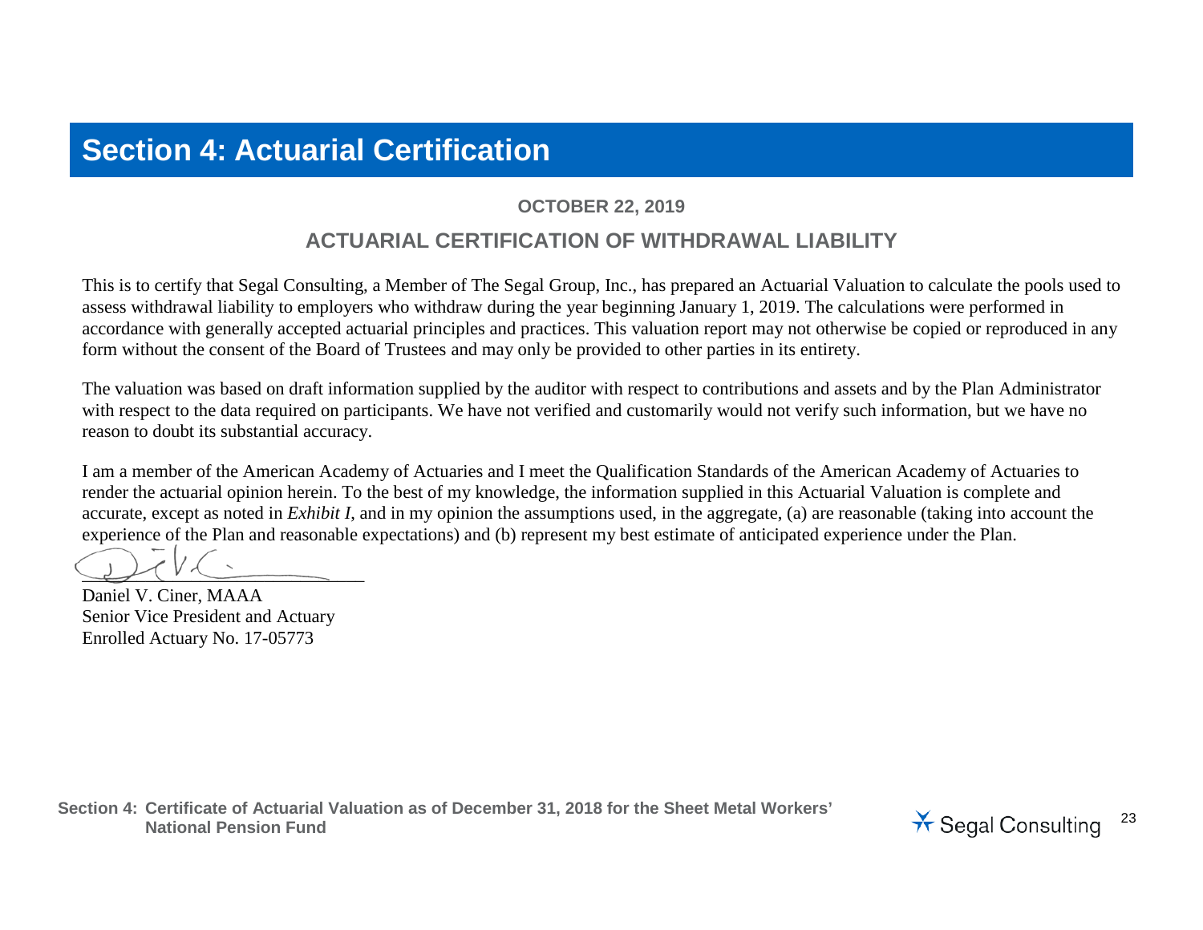# Section 4: Actuarial Certification

**OCTOBER 22, 2019**

## ACTUARIAL CERTIFICATION OF WITHDRAWAL LIABILITY

This is to certify that Segal Consulting, a Member of The Segal Group, Inc., has prepared an Actuarial Valuation to calculate the pools used to assess withdrawal liability to employers who withdraw during the year beginning January 1, 2019. The calculations were performed in accordance with generally accepted actuarial principles and practices. This valuation report may not otherwise be copied or reproduced in any form without the consent of the Board of Trustees and may only be provided to other parties in its entirety.

The valuation was based on draft information supplied by the auditor with respect to contributions and assets and by the Plan Administrator with respect to the data required on participants. We have not verified and customarily would not verify such information, but we have no reason to doubt its substantial accuracy.

I am a member of the American Academy of Actuaries and I meet the Qualification Standards of the American Academy of Actuaries to render the actuarial opinion herein. To the best of my knowledge, the information supplied in this Actuarial Valuation is complete and accurate, except as noted in *Exhibit I*, and in my opinion the assumptions used, in the aggregate, (a) are reasonable (taking into account the experience of the Plan and reasonable expectations) and (b) represent my best estimate of anticipated experience under the Plan.

Daniel V. Ciner, MAAA
Senior Vice President and Actuary
Enrolled Actuary No. 17-05773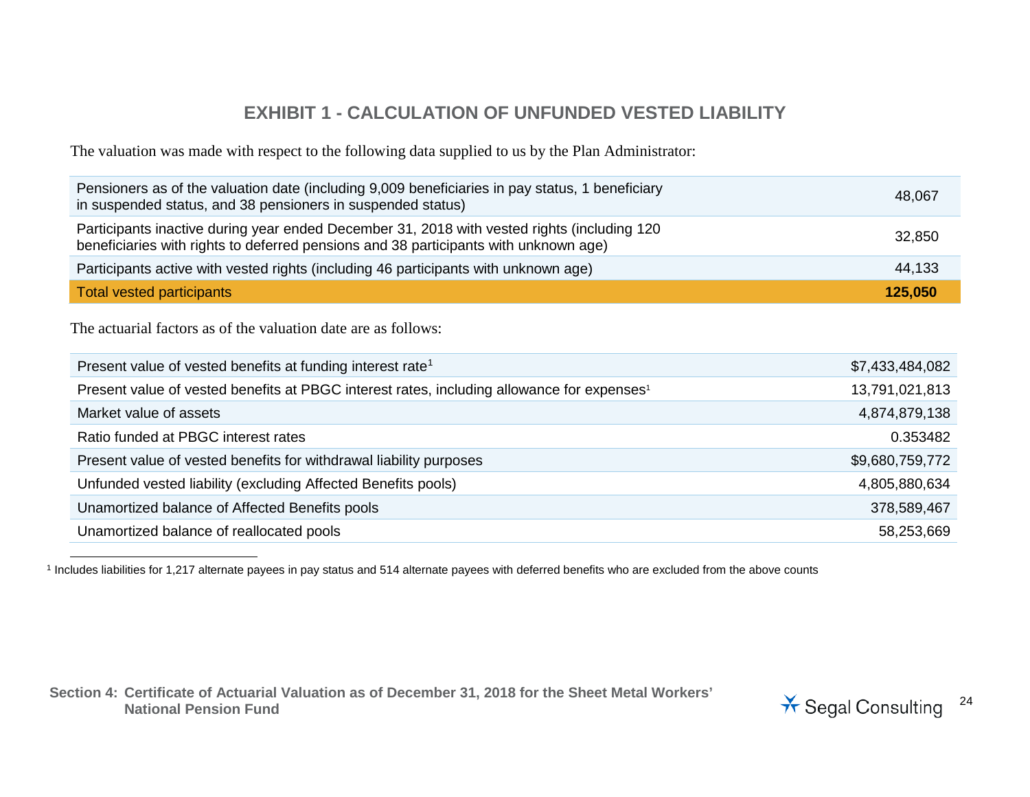## EXHIBIT 1 - CALCULATION OF UNFUNDED VESTED LIABILITY

The valuation was made with respect to the following data supplied to us by the Plan Administrator:

| | |
|---|---|
| Pensioners as of the valuation date (including 9,009 beneficiaries in pay status, 1 beneficiary in suspended status, and 38 pensioners in suspended status) | 48,067 |
| Participants inactive during year ended December 31, 2018 with vested rights (including 120 beneficiaries with rights to deferred pensions and 38 participants with unknown age) | 32,850 |
| Participants active with vested rights (including 46 participants with unknown age) | 44,133 |
| **Total vested participants** | **125,050** |

The actuarial factors as of the valuation date are as follows:

| | |
|---|---|
| Present value of vested benefits at funding interest rate[1] | $7,433,484,082 |
| Present value of vested benefits at PBGC interest rates, including allowance for expenses[1] | 13,791,021,813 |
| Market value of assets | 4,874,879,138 |
| Ratio funded at PBGC interest rates | 0.353482 |
| Present value of vested benefits for withdrawal liability purposes | $9,680,759,772 |
| Unfunded vested liability (excluding Affected Benefits pools) | 4,805,880,634 |
| Unamortized balance of Affected Benefits pools | 378,589,467 |
| Unamortized balance of reallocated pools | 58,253,669 |

[1] Includes liabilities for 1,217 alternate payees in pay status and 514 alternate payees with deferred benefits who are excluded from the above counts

Section 4: Certificate of Actuarial Valuation as of December 31, 2018 for the Sheet Metal Workers' National Pension Fund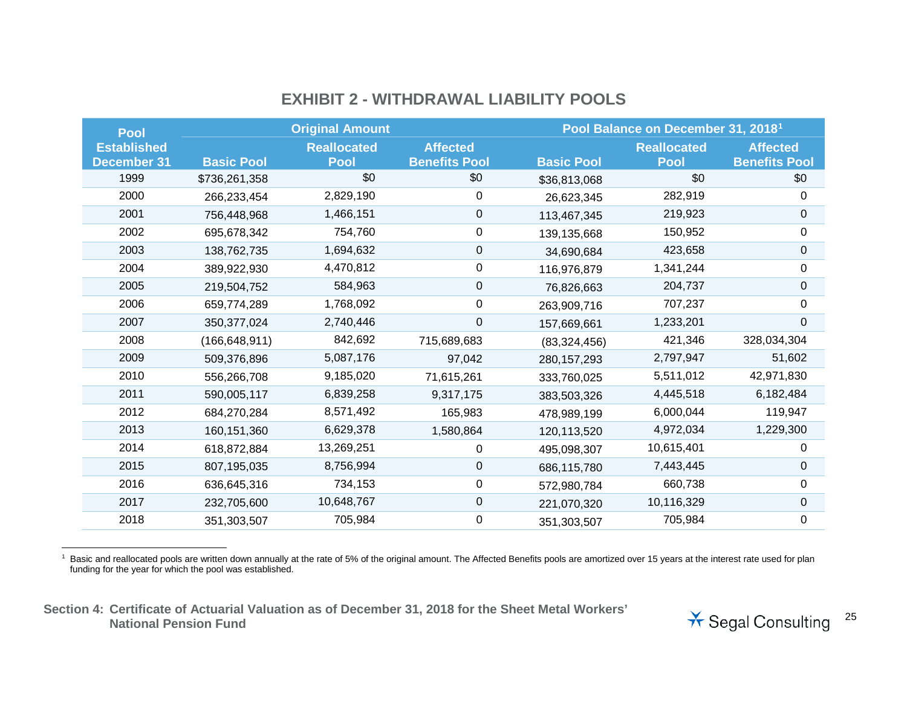# EXHIBIT 2 - WITHDRAWAL LIABILITY POOLS

| Pool Established December 31 | Original Amount | | | Pool Balance on December 31, 2018[1] | | |
|---|---|---|---|---|---|---|
| | Basic Pool | Reallocated Pool | Affected Benefits Pool | Basic Pool | Reallocated Pool | Affected Benefits Pool |
| 1999 | $736,261,358 | $0 | $0 | $36,813,068 | $0 | $0 |
| 2000 | 266,233,454 | 2,829,190 | 0 | 26,623,345 | 282,919 | 0 |
| 2001 | 756,448,968 | 1,466,151 | 0 | 113,467,345 | 219,923 | 0 |
| 2002 | 695,678,342 | 754,760 | 0 | 139,135,668 | 150,952 | 0 |
| 2003 | 138,762,735 | 1,694,632 | 0 | 34,690,684 | 423,658 | 0 |
| 2004 | 389,922,930 | 4,470,812 | 0 | 116,976,879 | 1,341,244 | 0 |
| 2005 | 219,504,752 | 584,963 | 0 | 76,826,663 | 204,737 | 0 |
| 2006 | 659,774,289 | 1,768,092 | 0 | 263,909,716 | 707,237 | 0 |
| 2007 | 350,377,024 | 2,740,446 | 0 | 157,669,661 | 1,233,201 | 0 |
| 2008 | (166,648,911) | 842,692 | 715,689,683 | (83,324,456) | 421,346 | 328,034,304 |
| 2009 | 509,376,896 | 5,087,176 | 97,042 | 280,157,293 | 2,797,947 | 51,602 |
| 2010 | 556,266,708 | 9,185,020 | 71,615,261 | 333,760,025 | 5,511,012 | 42,971,830 |
| 2011 | 590,005,117 | 6,839,258 | 9,317,175 | 383,503,326 | 4,445,518 | 6,182,484 |
| 2012 | 684,270,284 | 8,571,492 | 165,983 | 478,989,199 | 6,000,044 | 119,947 |
| 2013 | 160,151,360 | 6,629,378 | 1,580,864 | 120,113,520 | 4,972,034 | 1,229,300 |
| 2014 | 618,872,884 | 13,269,251 | 0 | 495,098,307 | 10,615,401 | 0 |
| 2015 | 807,195,035 | 8,756,994 | 0 | 686,115,780 | 7,443,445 | 0 |
| 2016 | 636,645,316 | 734,153 | 0 | 572,980,784 | 660,738 | 0 |
| 2017 | 232,705,600 | 10,648,767 | 0 | 221,070,320 | 10,116,329 | 0 |
| 2018 | 351,303,507 | 705,984 | 0 | 351,303,507 | 705,984 | 0 |

[1] Basic and reallocated pools are written down annually at the rate of 5% of the original amount. The Affected Benefits pools are amortized over 15 years at the interest rate used for plan funding for the year for which the pool was established.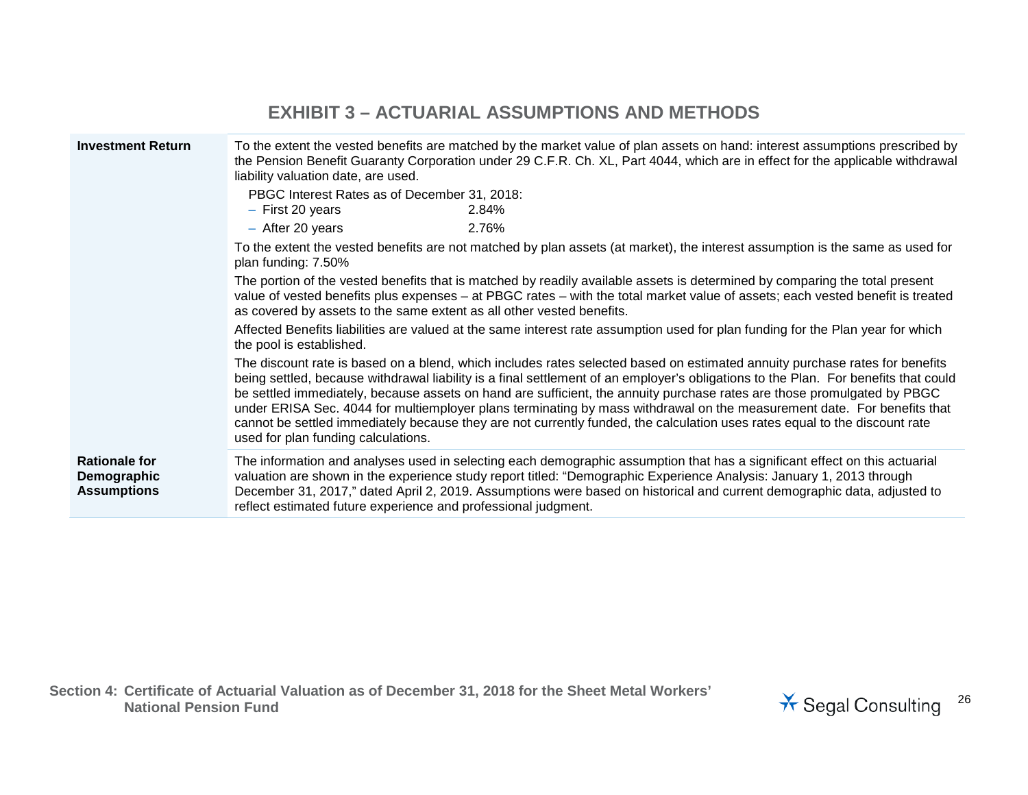## EXHIBIT 3 – ACTUARIAL ASSUMPTIONS AND METHODS

| | |
|---|---|
| **Investment Return** | To the extent the vested benefits are matched by the market value of plan assets on hand: interest assumptions prescribed by the Pension Benefit Guaranty Corporation under 29 C.F.R. Ch. XL, Part 4044, which are in effect for the applicable withdrawal liability valuation date, are used.<br>PBGC Interest Rates as of December 31, 2018:<br>– First 20 years 2.84%<br>– After 20 years 2.76%<br>To the extent the vested benefits are not matched by plan assets (at market), the interest assumption is the same as used for plan funding: 7.50%<br>The portion of the vested benefits that is matched by readily available assets is determined by comparing the total present value of vested benefits plus expenses – at PBGC rates – with the total market value of assets; each vested benefit is treated as covered by assets to the same extent as all other vested benefits.<br>Affected Benefits liabilities are valued at the same interest rate assumption used for plan funding for the Plan year for which the pool is established.<br>The discount rate is based on a blend, which includes rates selected based on estimated annuity purchase rates for benefits being settled, because withdrawal liability is a final settlement of an employer's obligations to the Plan. For benefits that could be settled immediately, because assets on hand are sufficient, the annuity purchase rates are those promulgated by PBGC under ERISA Sec. 4044 for multiemployer plans terminating by mass withdrawal on the measurement date. For benefits that cannot be settled immediately because they are not currently funded, the calculation uses rates equal to the discount rate used for plan funding calculations. |
| **Rationale for Demographic Assumptions** | The information and analyses used in selecting each demographic assumption that has a significant effect on this actuarial valuation are shown in the experience study report titled: "Demographic Experience Analysis: January 1, 2013 through December 31, 2017," dated April 2, 2019. Assumptions were based on historical and current demographic data, adjusted to reflect estimated future experience and professional judgment. |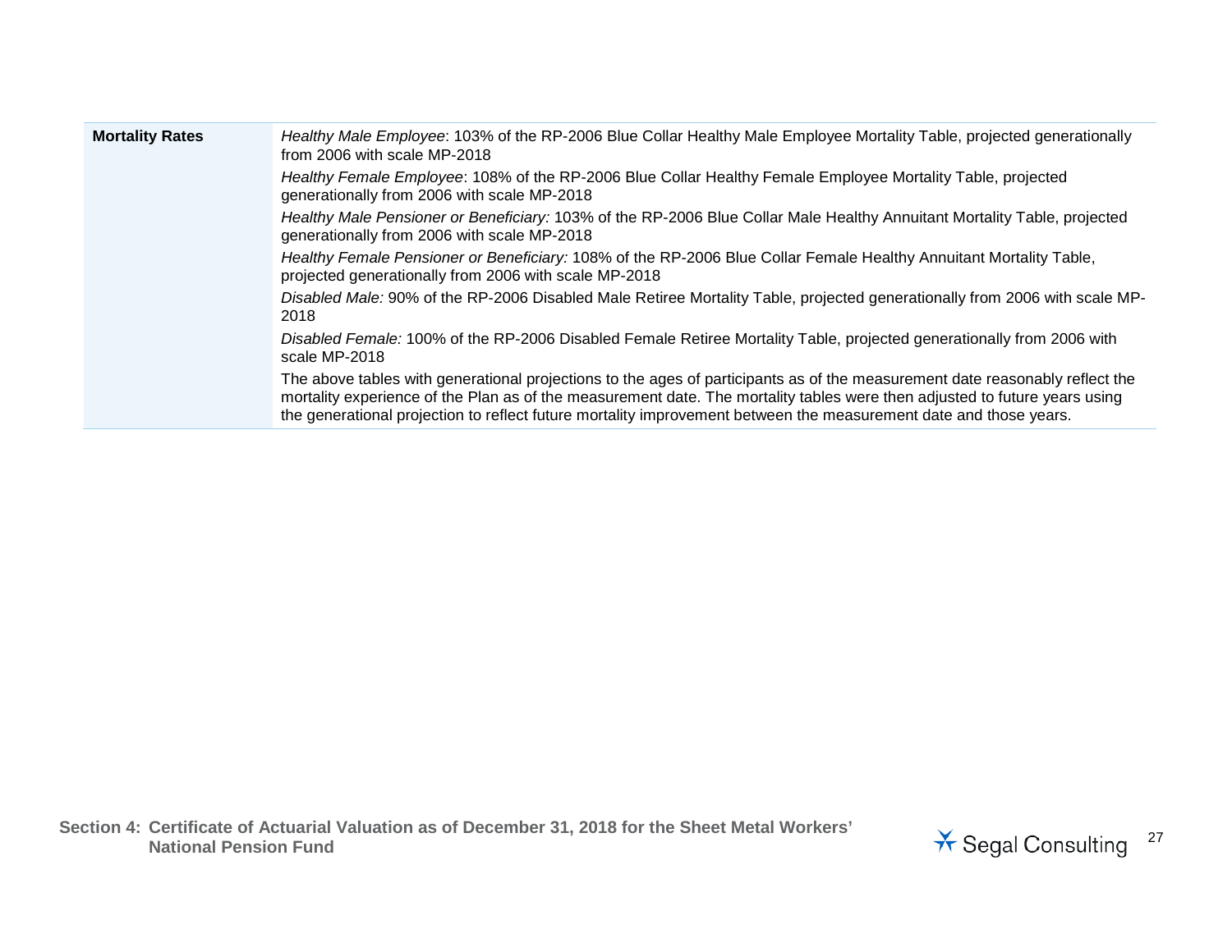| | |
|---|---|
| **Mortality Rates** | *Healthy Male Employee*: 103% of the RP-2006 Blue Collar Healthy Male Employee Mortality Table, projected generationally from 2006 with scale MP-2018<br><br>*Healthy Female Employee*: 108% of the RP-2006 Blue Collar Healthy Female Employee Mortality Table, projected generationally from 2006 with scale MP-2018<br><br>*Healthy Male Pensioner or Beneficiary:* 103% of the RP-2006 Blue Collar Male Healthy Annuitant Mortality Table, projected generationally from 2006 with scale MP-2018<br><br>*Healthy Female Pensioner or Beneficiary:* 108% of the RP-2006 Blue Collar Female Healthy Annuitant Mortality Table, projected generationally from 2006 with scale MP-2018<br><br>*Disabled Male:* 90% of the RP-2006 Disabled Male Retiree Mortality Table, projected generationally from 2006 with scale MP-2018<br><br>*Disabled Female:* 100% of the RP-2006 Disabled Female Retiree Mortality Table, projected generationally from 2006 with scale MP-2018<br><br>The above tables with generational projections to the ages of participants as of the measurement date reasonably reflect the mortality experience of the Plan as of the measurement date. The mortality tables were then adjusted to future years using the generational projection to reflect future mortality improvement between the measurement date and those years. |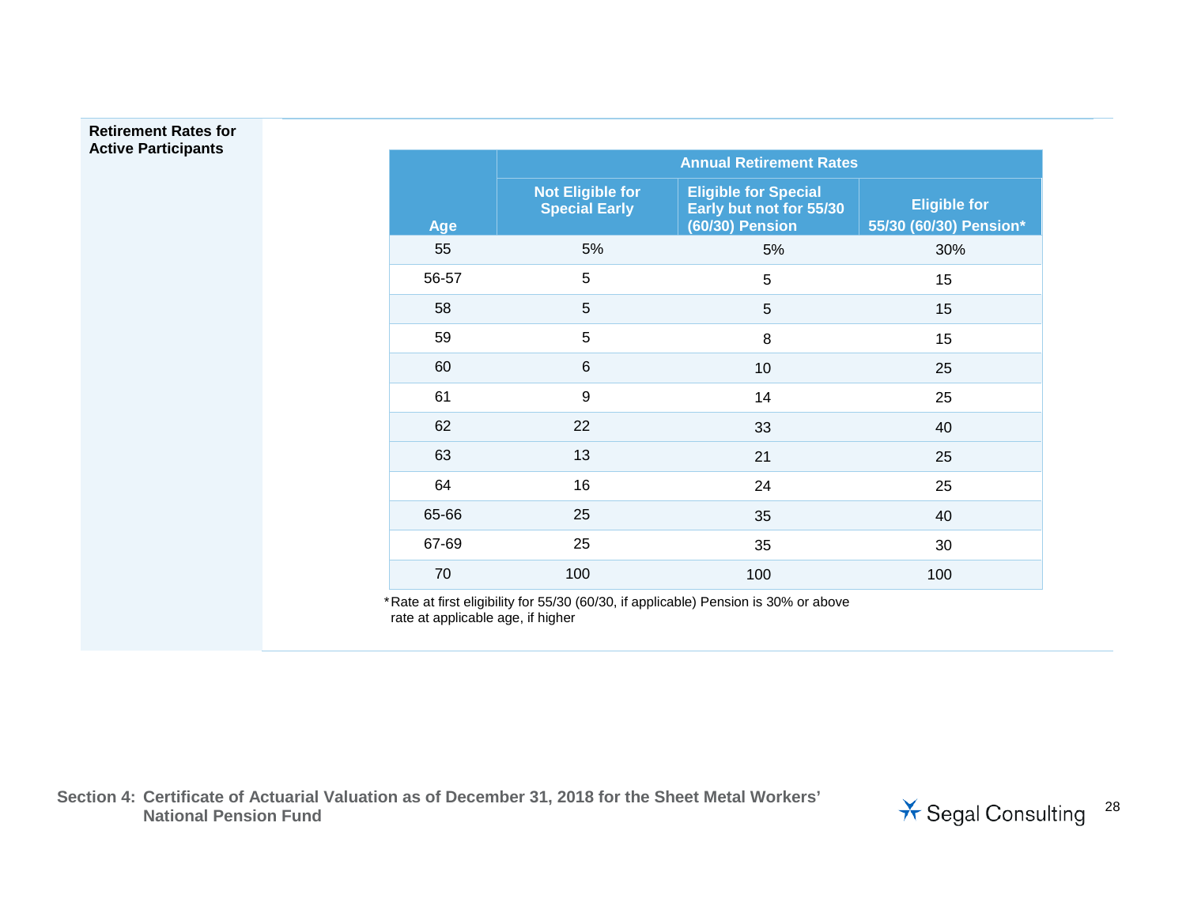**Retirement Rates for Active Participants**

| Age | Annual Retirement Rates | | |
|---|---|---|---|
| | Not Eligible for Special Early | Eligible for Special Early but not for 55/30 (60/30) Pension | Eligible for 55/30 (60/30) Pension* |
| 55 | 5% | 5% | 30% |
| 56-57 | 5 | 5 | 15 |
| 58 | 5 | 5 | 15 |
| 59 | 5 | 8 | 15 |
| 60 | 6 | 10 | 25 |
| 61 | 9 | 14 | 25 |
| 62 | 22 | 33 | 40 |
| 63 | 13 | 21 | 25 |
| 64 | 16 | 24 | 25 |
| 65-66 | 25 | 35 | 40 |
| 67-69 | 25 | 35 | 30 |
| 70 | 100 | 100 | 100 |

*Rate at first eligibility for 55/30 (60/30, if applicable) Pension is 30% or above rate at applicable age, if higher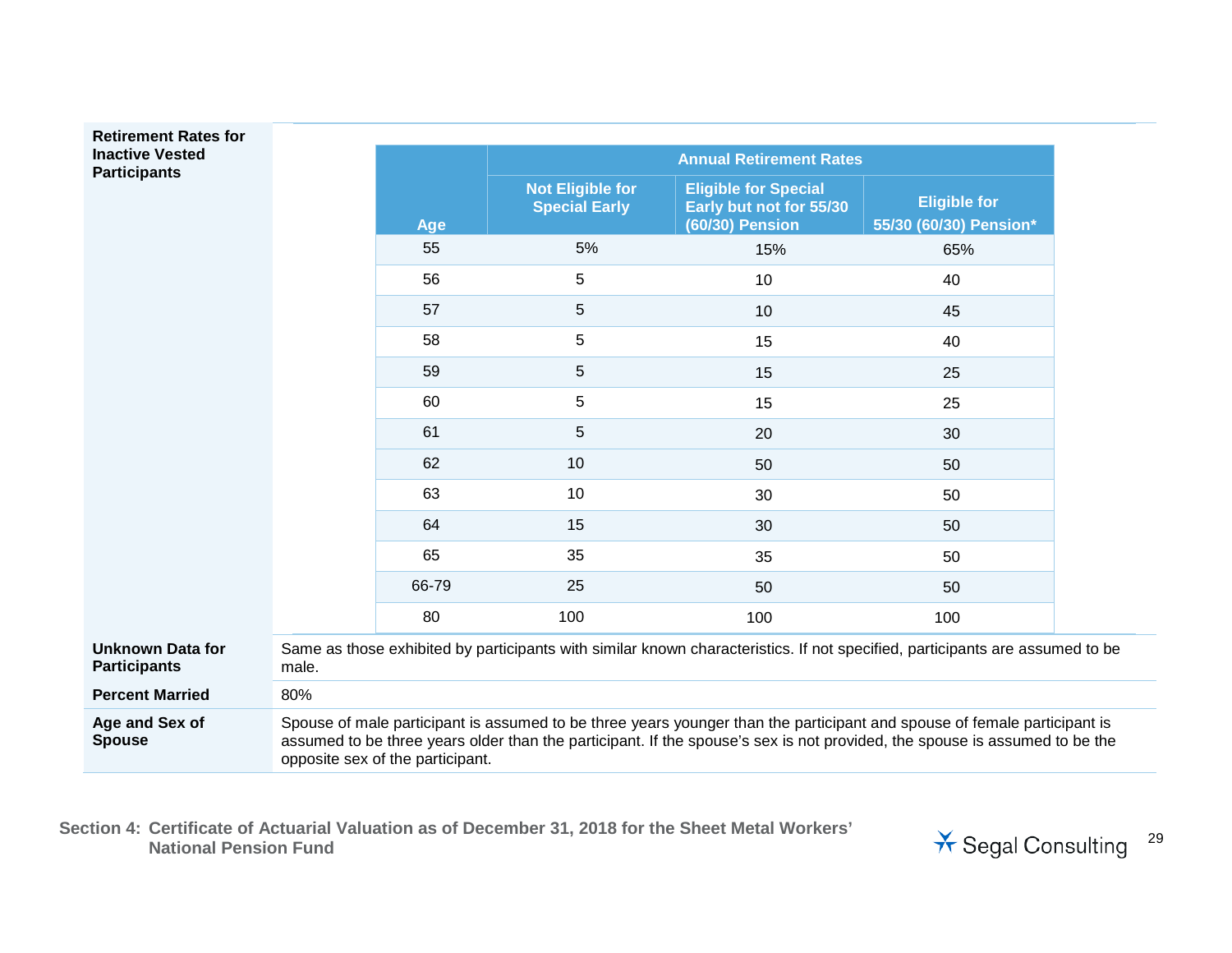**Retirement Rates for Inactive Vested Participants**

| Age | Annual Retirement Rates | | |
|---|---|---|---|
| | Not Eligible for Special Early | Eligible for Special Early but not for 55/30 (60/30) Pension | Eligible for 55/30 (60/30) Pension* |
| 55 | 5% | 15% | 65% |
| 56 | 5 | 10 | 40 |
| 57 | 5 | 10 | 45 |
| 58 | 5 | 15 | 40 |
| 59 | 5 | 15 | 25 |
| 60 | 5 | 15 | 25 |
| 61 | 5 | 20 | 30 |
| 62 | 10 | 50 | 50 |
| 63 | 10 | 30 | 50 |
| 64 | 15 | 30 | 50 |
| 65 | 35 | 35 | 50 |
| 66-79 | 25 | 50 | 50 |
| 80 | 100 | 100 | 100 |

**Unknown Data for Participants**

Same as those exhibited by participants with similar known characteristics. If not specified, participants are assumed to be male.

**Percent Married**

80%

**Age and Sex of Spouse**

Spouse of male participant is assumed to be three years younger than the participant and spouse of female participant is assumed to be three years older than the participant. If the spouse's sex is not provided, the spouse is assumed to be the opposite sex of the participant.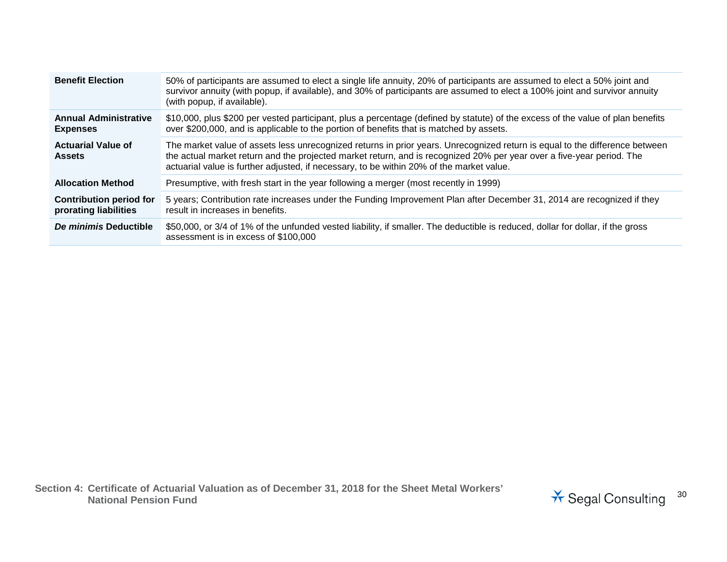| | |
|---|---|
| **Benefit Election** | 50% of participants are assumed to elect a single life annuity, 20% of participants are assumed to elect a 50% joint and survivor annuity (with popup, if available), and 30% of participants are assumed to elect a 100% joint and survivor annuity (with popup, if available). |
| **Annual Administrative Expenses** | $10,000, plus $200 per vested participant, plus a percentage (defined by statute) of the excess of the value of plan benefits over $200,000, and is applicable to the portion of benefits that is matched by assets. |
| **Actuarial Value of Assets** | The market value of assets less unrecognized returns in prior years. Unrecognized return is equal to the difference between the actual market return and the projected market return, and is recognized 20% per year over a five-year period. The actuarial value is further adjusted, if necessary, to be within 20% of the market value. |
| **Allocation Method** | Presumptive, with fresh start in the year following a merger (most recently in 1999) |
| **Contribution period for prorating liabilities** | 5 years; Contribution rate increases under the Funding Improvement Plan after December 31, 2014 are recognized if they result in increases in benefits. |
| ***De minimis* Deductible** | $50,000, or 3/4 of 1% of the unfunded vested liability, if smaller. The deductible is reduced, dollar for dollar, if the gross assessment is in excess of $100,000 |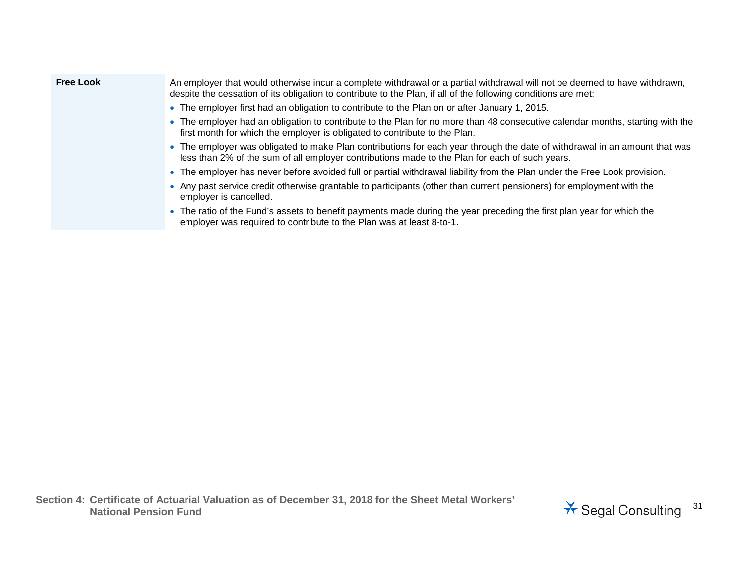| | |
|---|---|
| **Free Look** | An employer that would otherwise incur a complete withdrawal or a partial withdrawal will not be deemed to have withdrawn, despite the cessation of its obligation to contribute to the Plan, if all of the following conditions are met:<br>• The employer first had an obligation to contribute to the Plan on or after January 1, 2015.<br>• The employer had an obligation to contribute to the Plan for no more than 48 consecutive calendar months, starting with the first month for which the employer is obligated to contribute to the Plan.<br>• The employer was obligated to make Plan contributions for each year through the date of withdrawal in an amount that was less than 2% of the sum of all employer contributions made to the Plan for each of such years.<br>• The employer has never before avoided full or partial withdrawal liability from the Plan under the Free Look provision.<br>• Any past service credit otherwise grantable to participants (other than current pensioners) for employment with the employer is cancelled.<br>• The ratio of the Fund's assets to benefit payments made during the year preceding the first plan year for which the employer was required to contribute to the Plan was at least 8-to-1. |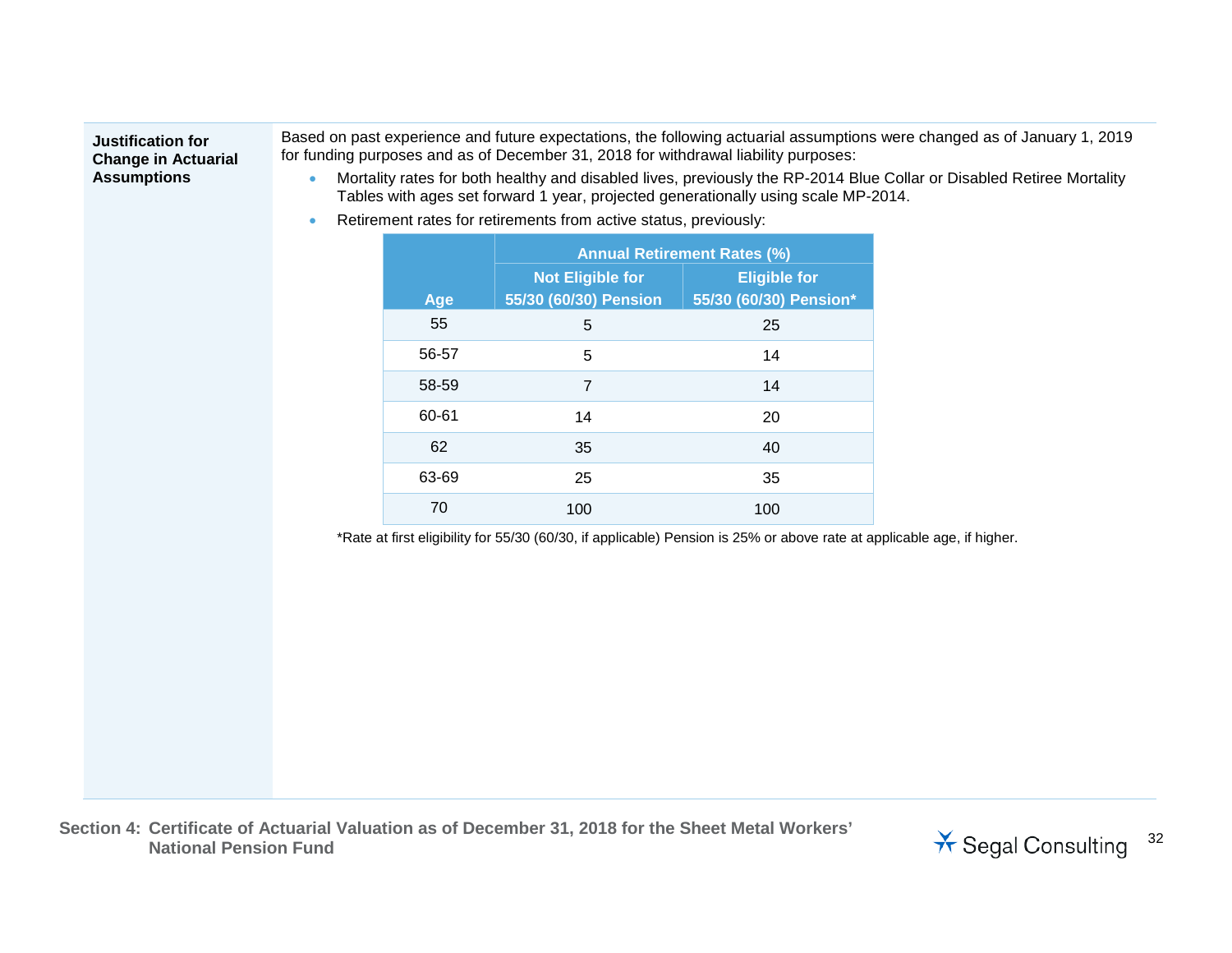**Justification for Change in Actuarial Assumptions**

Based on past experience and future expectations, the following actuarial assumptions were changed as of January 1, 2019 for funding purposes and as of December 31, 2018 for withdrawal liability purposes:

- Mortality rates for both healthy and disabled lives, previously the RP-2014 Blue Collar or Disabled Retiree Mortality Tables with ages set forward 1 year, projected generationally using scale MP-2014.
- Retirement rates for retirements from active status, previously:

| Age | Annual Retirement Rates (%) | |
|---|---|---|
| | Not Eligible for 55/30 (60/30) Pension | Eligible for 55/30 (60/30) Pension* |
| 55 | 5 | 25 |
| 56-57 | 5 | 14 |
| 58-59 | 7 | 14 |
| 60-61 | 14 | 20 |
| 62 | 35 | 40 |
| 63-69 | 25 | 35 |
| 70 | 100 | 100 |

*Rate at first eligibility for 55/30 (60/30, if applicable) Pension is 25% or above rate at applicable age, if higher.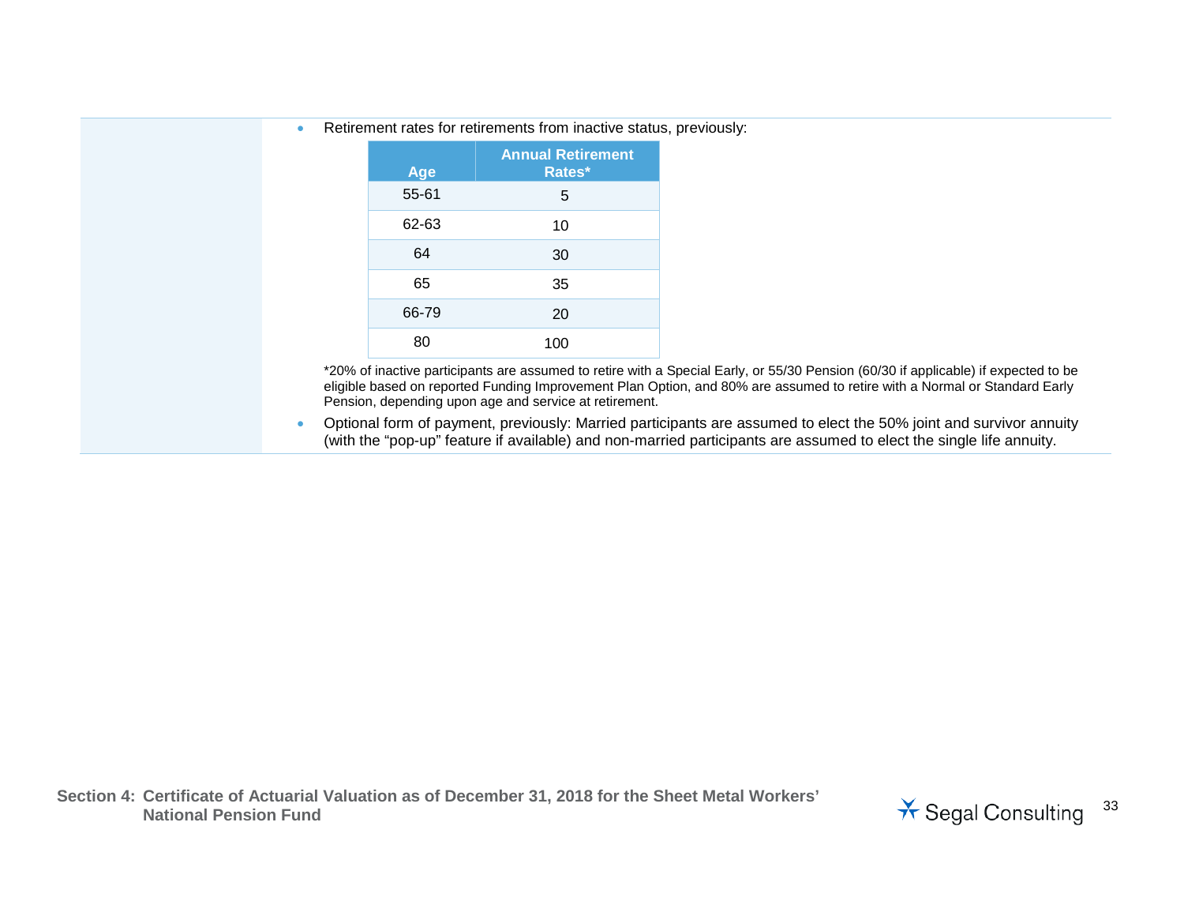- Retirement rates for retirements from inactive status, previously:

| Age | Annual Retirement Rates* |
|---|---|
| 55-61 | 5 |
| 62-63 | 10 |
| 64 | 30 |
| 65 | 35 |
| 66-79 | 20 |
| 80 | 100 |

*20% of inactive participants are assumed to retire with a Special Early, or 55/30 Pension (60/30 if applicable) if expected to be eligible based on reported Funding Improvement Plan Option, and 80% are assumed to retire with a Normal or Standard Early Pension, depending upon age and service at retirement.

- Optional form of payment, previously: Married participants are assumed to elect the 50% joint and survivor annuity (with the "pop-up" feature if available) and non-married participants are assumed to elect the single life annuity.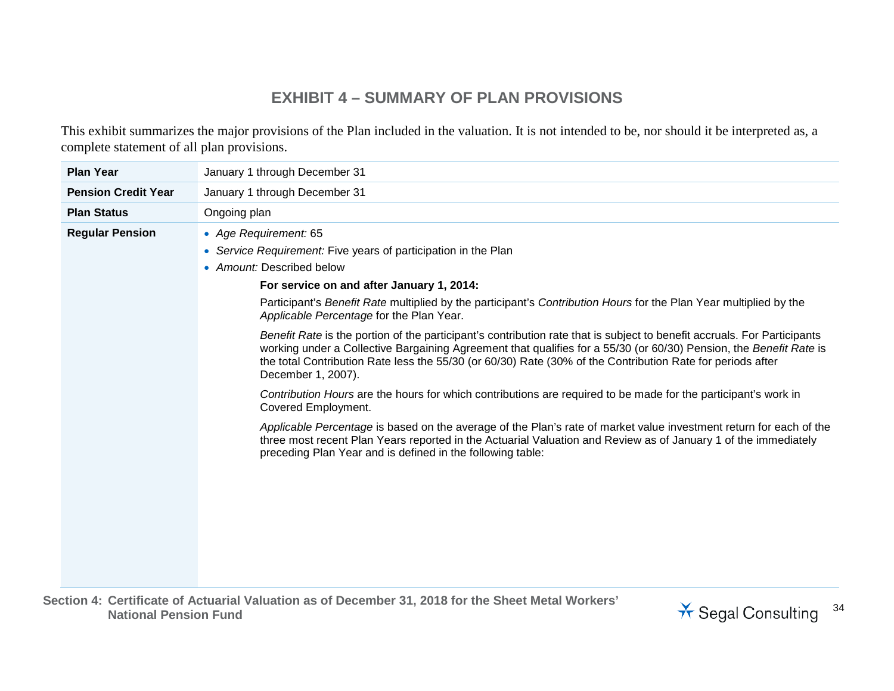# EXHIBIT 4 – SUMMARY OF PLAN PROVISIONS

This exhibit summarizes the major provisions of the Plan included in the valuation. It is not intended to be, nor should it be interpreted as, a complete statement of all plan provisions.

| | |
|---|---|
| **Plan Year** | January 1 through December 31 |
| **Pension Credit Year** | January 1 through December 31 |
| **Plan Status** | Ongoing plan |
| **Regular Pension** | • *Age Requirement:* 65<br>• *Service Requirement:* Five years of participation in the Plan<br>• *Amount:* Described below<br>**For service on and after January 1, 2014:**<br>Participant's *Benefit Rate* multiplied by the participant's *Contribution Hours* for the Plan Year multiplied by the *Applicable Percentage* for the Plan Year.<br>*Benefit Rate* is the portion of the participant's contribution rate that is subject to benefit accruals. For Participants working under a Collective Bargaining Agreement that qualifies for a 55/30 (or 60/30) Pension, the *Benefit Rate* is the total Contribution Rate less the 55/30 (or 60/30) Rate (30% of the Contribution Rate for periods after December 1, 2007).<br>*Contribution Hours* are the hours for which contributions are required to be made for the participant's work in Covered Employment.<br>*Applicable Percentage* is based on the average of the Plan's rate of market value investment return for each of the three most recent Plan Years reported in the Actuarial Valuation and Review as of January 1 of the immediately preceding Plan Year and is defined in the following table: |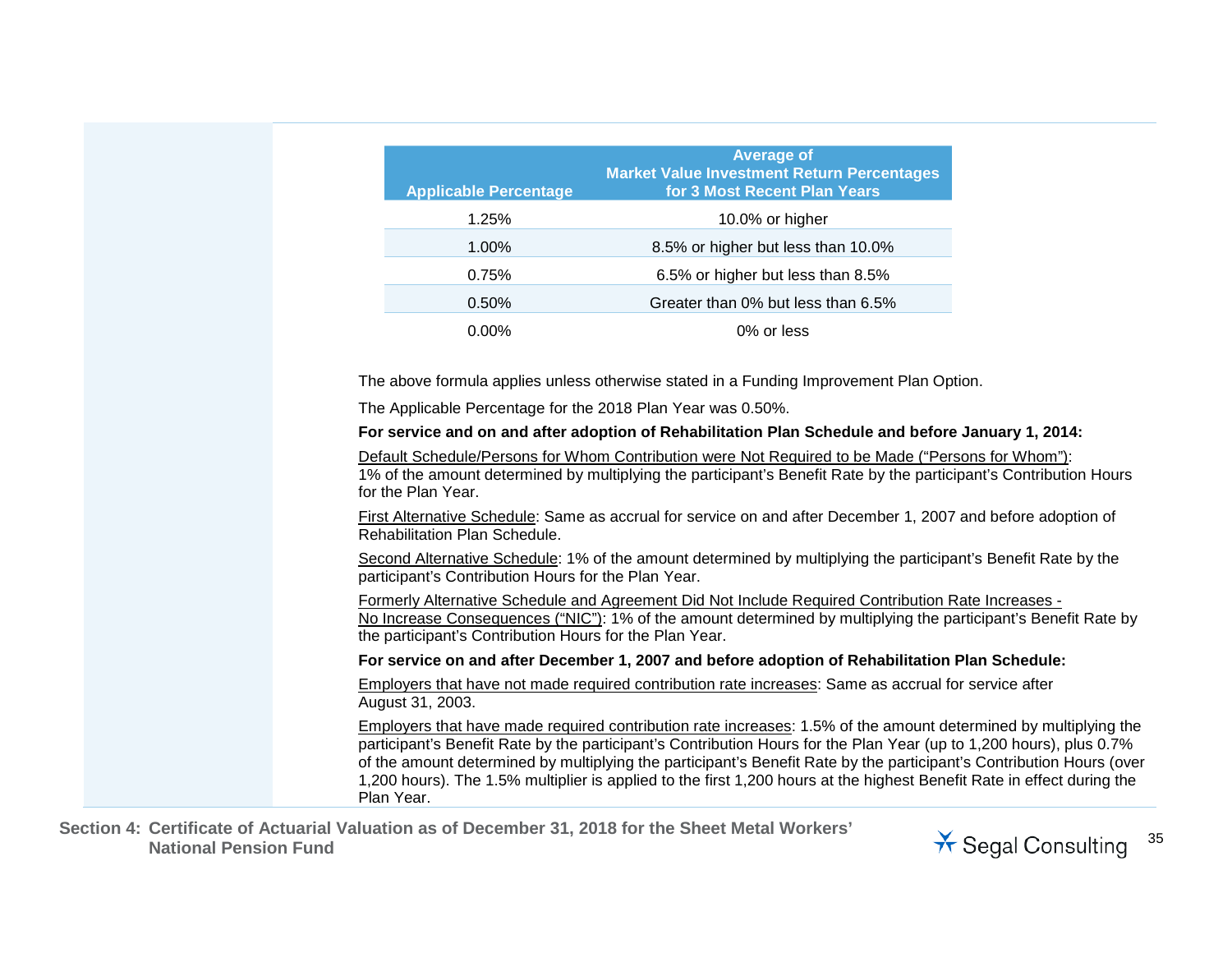| Applicable Percentage | Average of Market Value Investment Return Percentages for 3 Most Recent Plan Years |
|---|---|
| 1.25% | 10.0% or higher |
| 1.00% | 8.5% or higher but less than 10.0% |
| 0.75% | 6.5% or higher but less than 8.5% |
| 0.50% | Greater than 0% but less than 6.5% |
| 0.00% | 0% or less |

The above formula applies unless otherwise stated in a Funding Improvement Plan Option.

The Applicable Percentage for the 2018 Plan Year was 0.50%.

**For service and on and after adoption of Rehabilitation Plan Schedule and before January 1, 2014:**

Default Schedule/Persons for Whom Contribution were Not Required to be Made ("Persons for Whom"): 1% of the amount determined by multiplying the participant's Benefit Rate by the participant's Contribution Hours for the Plan Year.

First Alternative Schedule: Same as accrual for service on and after December 1, 2007 and before adoption of Rehabilitation Plan Schedule.

Second Alternative Schedule: 1% of the amount determined by multiplying the participant's Benefit Rate by the participant's Contribution Hours for the Plan Year.

Formerly Alternative Schedule and Agreement Did Not Include Required Contribution Rate Increases - No Increase Consequences ("NIC"): 1% of the amount determined by multiplying the participant's Benefit Rate by the participant's Contribution Hours for the Plan Year.

**For service on and after December 1, 2007 and before adoption of Rehabilitation Plan Schedule:**

Employers that have not made required contribution rate increases: Same as accrual for service after August 31, 2003.

Employers that have made required contribution rate increases: 1.5% of the amount determined by multiplying the participant's Benefit Rate by the participant's Contribution Hours for the Plan Year (up to 1,200 hours), plus 0.7% of the amount determined by multiplying the participant's Benefit Rate by the participant's Contribution Hours (over 1,200 hours). The 1.5% multiplier is applied to the first 1,200 hours at the highest Benefit Rate in effect during the Plan Year.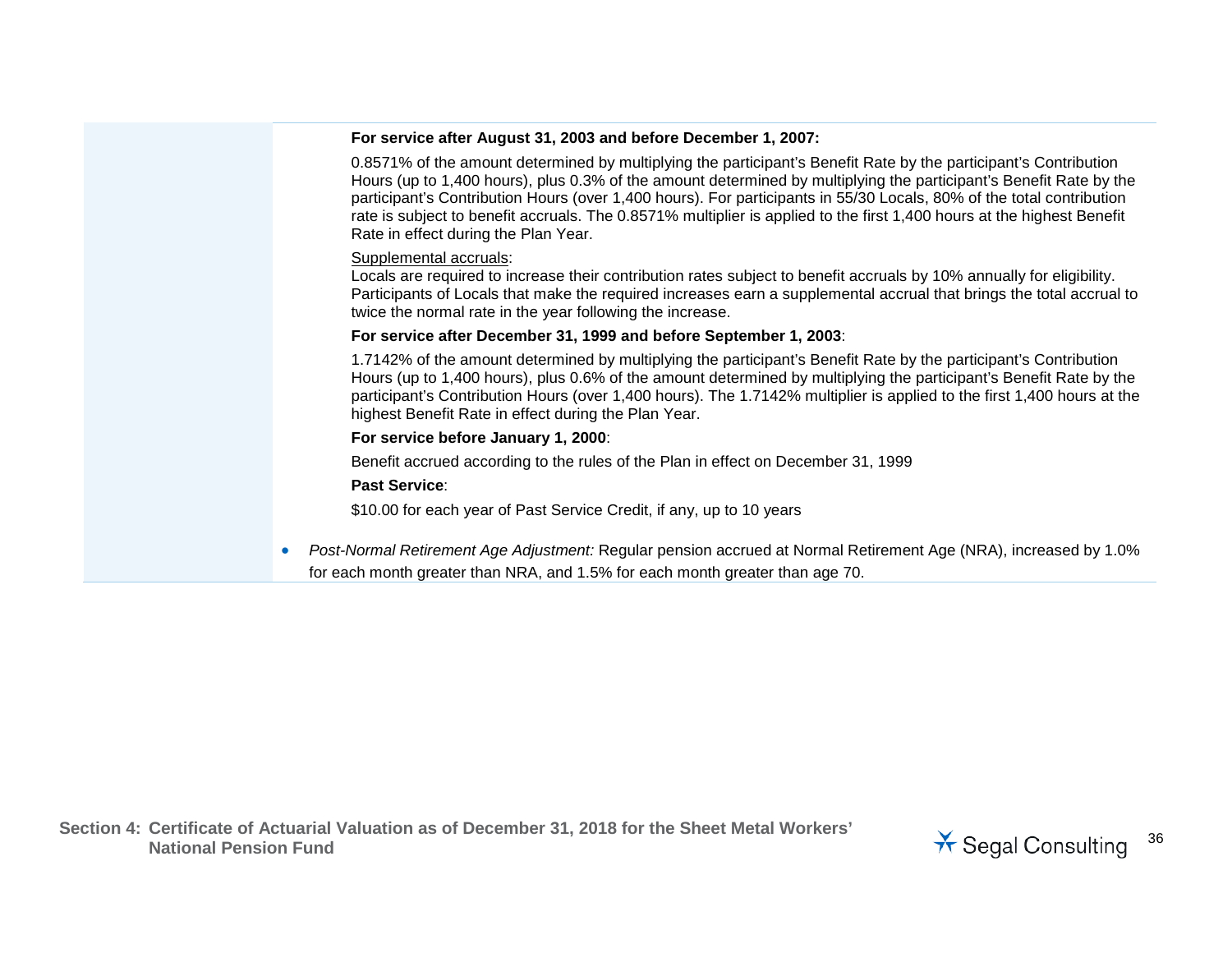**For service after August 31, 2003 and before December 1, 2007:**

0.8571% of the amount determined by multiplying the participant's Benefit Rate by the participant's Contribution Hours (up to 1,400 hours), plus 0.3% of the amount determined by multiplying the participant's Benefit Rate by the participant's Contribution Hours (over 1,400 hours). For participants in 55/30 Locals, 80% of the total contribution rate is subject to benefit accruals. The 0.8571% multiplier is applied to the first 1,400 hours at the highest Benefit Rate in effect during the Plan Year.

Supplemental accruals:
Locals are required to increase their contribution rates subject to benefit accruals by 10% annually for eligibility. Participants of Locals that make the required increases earn a supplemental accrual that brings the total accrual to twice the normal rate in the year following the increase.

**For service after December 31, 1999 and before September 1, 2003**:

1.7142% of the amount determined by multiplying the participant's Benefit Rate by the participant's Contribution Hours (up to 1,400 hours), plus 0.6% of the amount determined by multiplying the participant's Benefit Rate by the participant's Contribution Hours (over 1,400 hours). The 1.7142% multiplier is applied to the first 1,400 hours at the highest Benefit Rate in effect during the Plan Year.

**For service before January 1, 2000**:

Benefit accrued according to the rules of the Plan in effect on December 31, 1999

**Past Service**:

$10.00 for each year of Past Service Credit, if any, up to 10 years

- *Post-Normal Retirement Age Adjustment:* Regular pension accrued at Normal Retirement Age (NRA), increased by 1.0% for each month greater than NRA, and 1.5% for each month greater than age 70.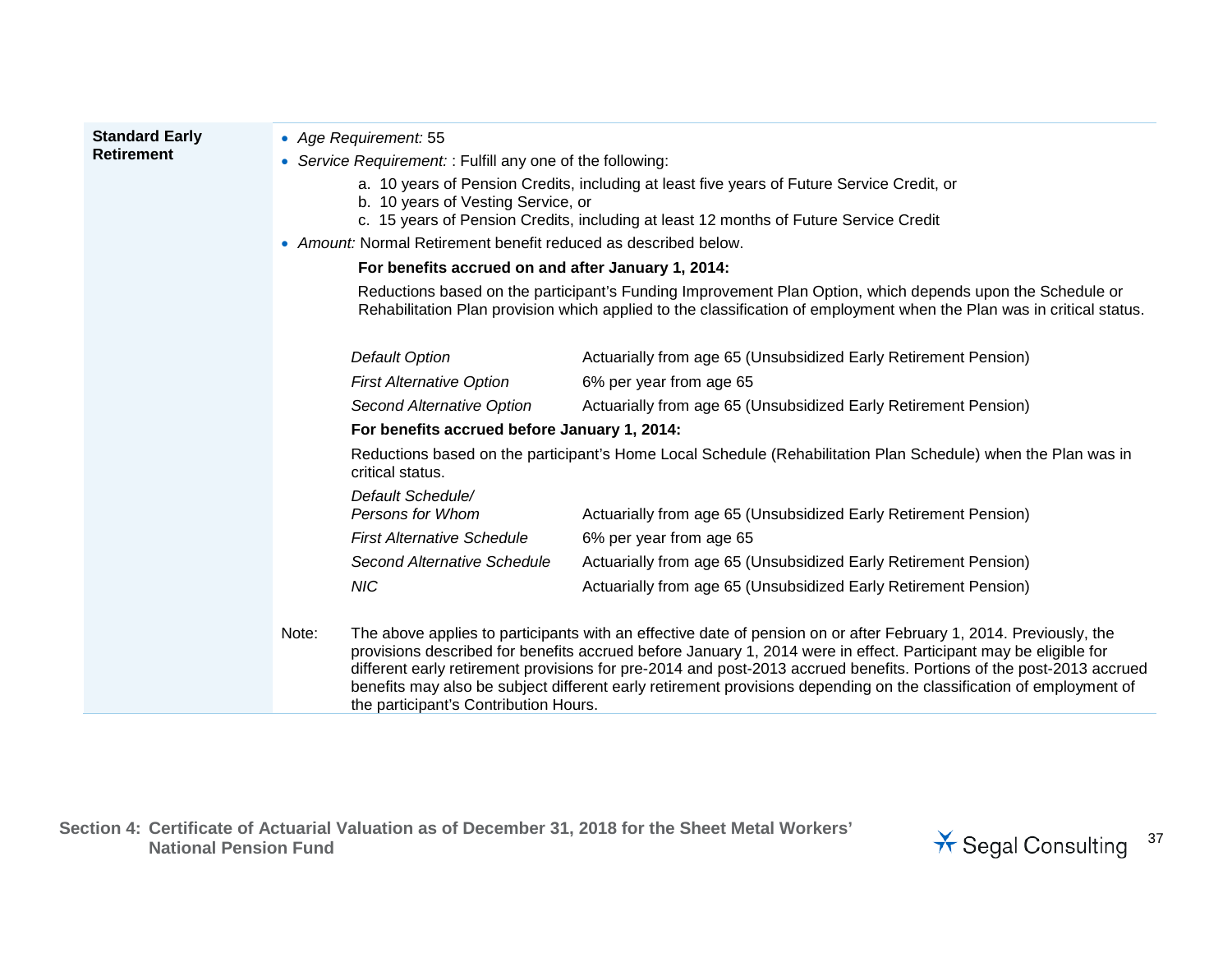**Standard Early Retirement**

- *Age Requirement:* 55
- *Service Requirement:* : Fulfill any one of the following:
  - a. 10 years of Pension Credits, including at least five years of Future Service Credit, or
  - b. 10 years of Vesting Service, or
  - c. 15 years of Pension Credits, including at least 12 months of Future Service Credit
- *Amount:* Normal Retirement benefit reduced as described below.

**For benefits accrued on and after January 1, 2014:**

Reductions based on the participant's Funding Improvement Plan Option, which depends upon the Schedule or Rehabilitation Plan provision which applied to the classification of employment when the Plan was in critical status.

| | |
|---|---|
| *Default Option* | Actuarially from age 65 (Unsubsidized Early Retirement Pension) |
| *First Alternative Option* | 6% per year from age 65 |
| *Second Alternative Option* | Actuarially from age 65 (Unsubsidized Early Retirement Pension) |

**For benefits accrued before January 1, 2014:**

Reductions based on the participant's Home Local Schedule (Rehabilitation Plan Schedule) when the Plan was in critical status.

| | |
|---|---|
| *Default Schedule/ Persons for Whom* | Actuarially from age 65 (Unsubsidized Early Retirement Pension) |
| *First Alternative Schedule* | 6% per year from age 65 |
| *Second Alternative Schedule* | Actuarially from age 65 (Unsubsidized Early Retirement Pension) |
| *NIC* | Actuarially from age 65 (Unsubsidized Early Retirement Pension) |

Note: The above applies to participants with an effective date of pension on or after February 1, 2014. Previously, the provisions described for benefits accrued before January 1, 2014 were in effect. Participant may be eligible for different early retirement provisions for pre-2014 and post-2013 accrued benefits. Portions of the post-2013 accrued benefits may also be subject different early retirement provisions depending on the classification of employment of the participant's Contribution Hours.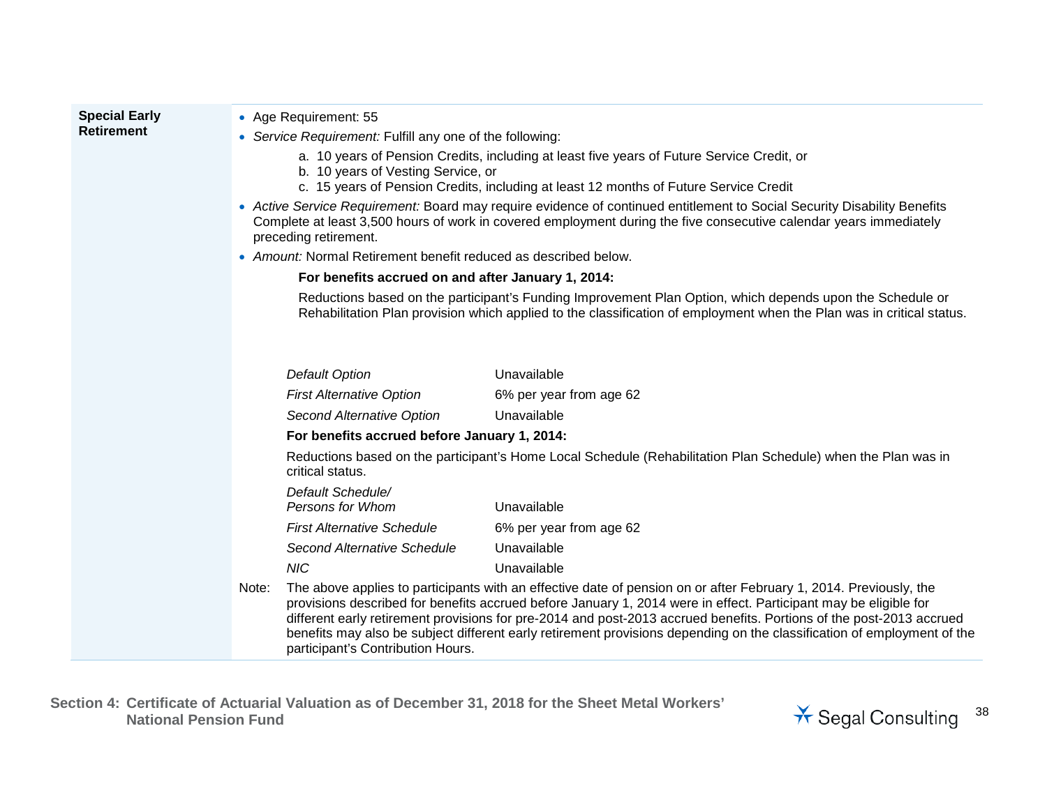**Special Early Retirement**

- Age Requirement: 55
- *Service Requirement:* Fulfill any one of the following:
  a. 10 years of Pension Credits, including at least five years of Future Service Credit, or
  b. 10 years of Vesting Service, or
  c. 15 years of Pension Credits, including at least 12 months of Future Service Credit
- *Active Service Requirement:* Board may require evidence of continued entitlement to Social Security Disability Benefits Complete at least 3,500 hours of work in covered employment during the five consecutive calendar years immediately preceding retirement.
- *Amount:* Normal Retirement benefit reduced as described below.

**For benefits accrued on and after January 1, 2014:**

Reductions based on the participant's Funding Improvement Plan Option, which depends upon the Schedule or Rehabilitation Plan provision which applied to the classification of employment when the Plan was in critical status.

| | |
|---|---|
| *Default Option* | Unavailable |
| *First Alternative Option* | 6% per year from age 62 |
| *Second Alternative Option* | Unavailable |

**For benefits accrued before January 1, 2014:**

Reductions based on the participant's Home Local Schedule (Rehabilitation Plan Schedule) when the Plan was in critical status.

| | |
|---|---|
| *Default Schedule/ Persons for Whom* | Unavailable |
| *First Alternative Schedule* | 6% per year from age 62 |
| *Second Alternative Schedule* | Unavailable |
| *NIC* | Unavailable |

Note: The above applies to participants with an effective date of pension on or after February 1, 2014. Previously, the provisions described for benefits accrued before January 1, 2014 were in effect. Participant may be eligible for different early retirement provisions for pre-2014 and post-2013 accrued benefits. Portions of the post-2013 accrued benefits may also be subject different early retirement provisions depending on the classification of employment of the participant's Contribution Hours.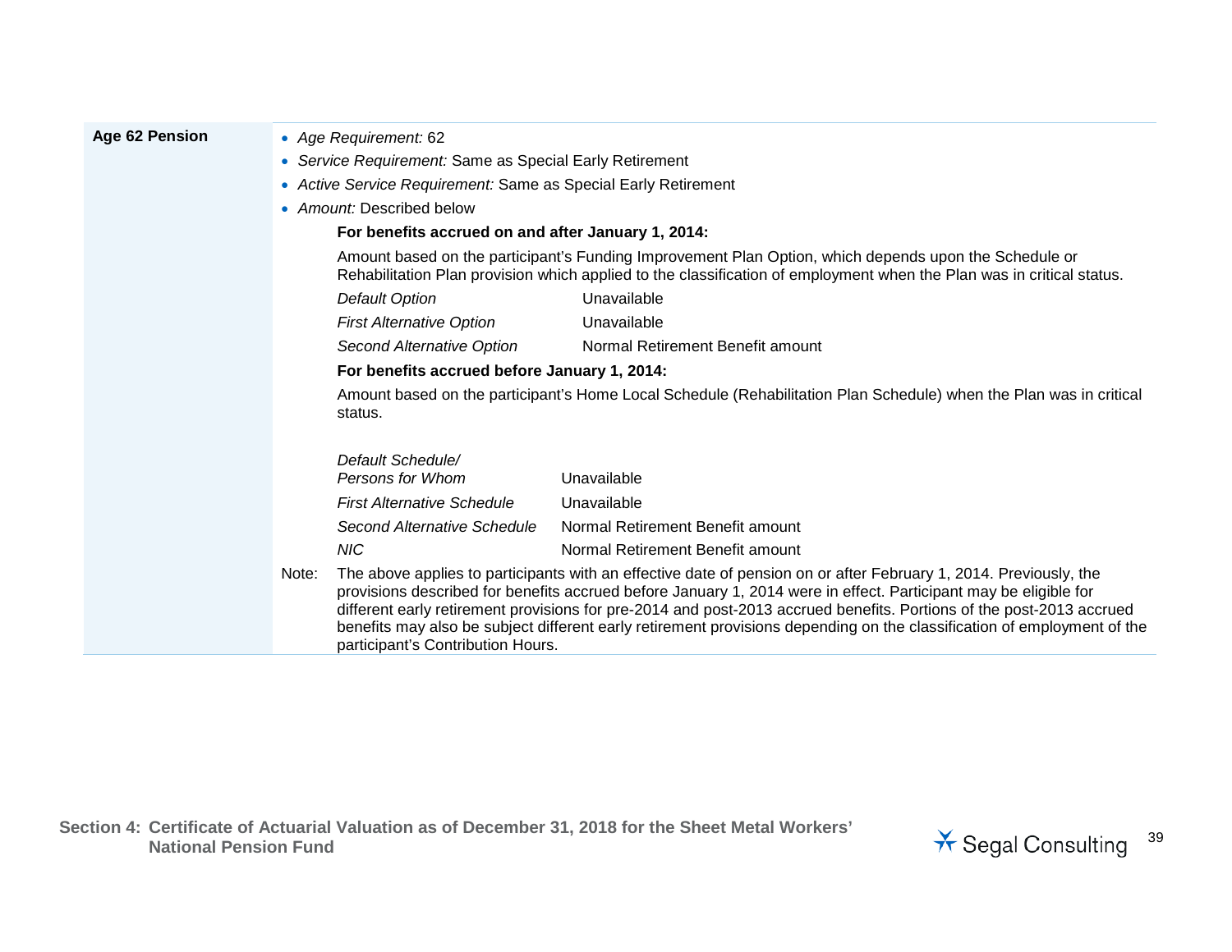**Age 62 Pension**

- *Age Requirement:* 62
- *Service Requirement:* Same as Special Early Retirement
- *Active Service Requirement:* Same as Special Early Retirement
- *Amount:* Described below

**For benefits accrued on and after January 1, 2014:**

Amount based on the participant's Funding Improvement Plan Option, which depends upon the Schedule or Rehabilitation Plan provision which applied to the classification of employment when the Plan was in critical status.

| | |
|---|---|
| *Default Option* | Unavailable |
| *First Alternative Option* | Unavailable |
| *Second Alternative Option* | Normal Retirement Benefit amount |

**For benefits accrued before January 1, 2014:**

Amount based on the participant's Home Local Schedule (Rehabilitation Plan Schedule) when the Plan was in critical status.

| | |
|---|---|
| *Default Schedule/ Persons for Whom* | Unavailable |
| *First Alternative Schedule* | Unavailable |
| *Second Alternative Schedule* | Normal Retirement Benefit amount |
| *NIC* | Normal Retirement Benefit amount |

Note: The above applies to participants with an effective date of pension on or after February 1, 2014. Previously, the provisions described for benefits accrued before January 1, 2014 were in effect. Participant may be eligible for different early retirement provisions for pre-2014 and post-2013 accrued benefits. Portions of the post-2013 accrued benefits may also be subject different early retirement provisions depending on the classification of employment of the participant's Contribution Hours.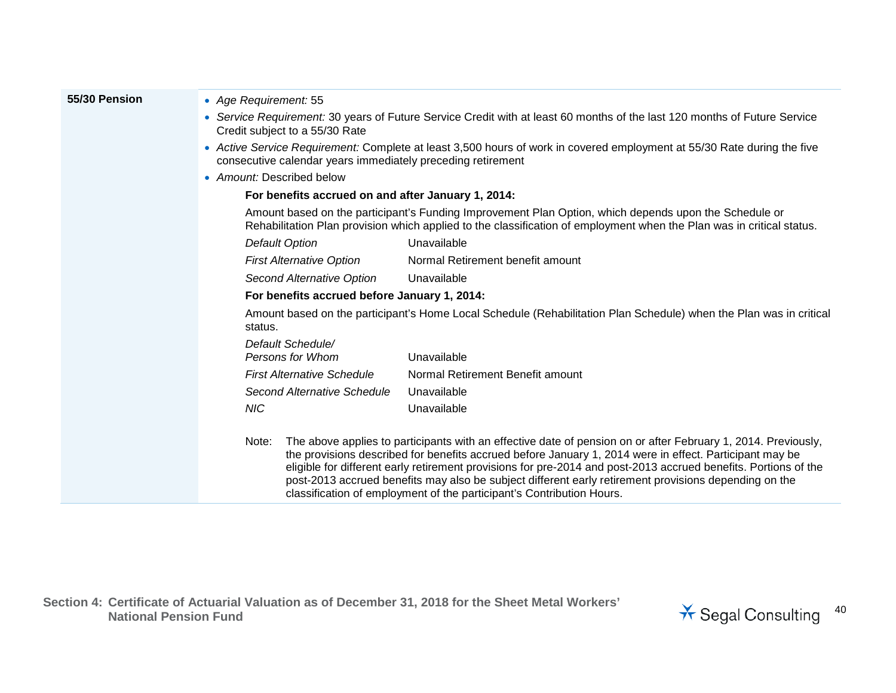**55/30 Pension**

- *Age Requirement:* 55
- *Service Requirement:* 30 years of Future Service Credit with at least 60 months of the last 120 months of Future Service Credit subject to a 55/30 Rate
- *Active Service Requirement:* Complete at least 3,500 hours of work in covered employment at 55/30 Rate during the five consecutive calendar years immediately preceding retirement
- *Amount:* Described below

**For benefits accrued on and after January 1, 2014:**

Amount based on the participant's Funding Improvement Plan Option, which depends upon the Schedule or Rehabilitation Plan provision which applied to the classification of employment when the Plan was in critical status.

| | |
|---|---|
| *Default Option* | Unavailable |
| *First Alternative Option* | Normal Retirement benefit amount |
| *Second Alternative Option* | Unavailable |

**For benefits accrued before January 1, 2014:**

Amount based on the participant's Home Local Schedule (Rehabilitation Plan Schedule) when the Plan was in critical status.

| | |
|---|---|
| *Default Schedule/ Persons for Whom* | Unavailable |
| *First Alternative Schedule* | Normal Retirement Benefit amount |
| *Second Alternative Schedule* | Unavailable |
| *NIC* | Unavailable |

Note: The above applies to participants with an effective date of pension on or after February 1, 2014. Previously, the provisions described for benefits accrued before January 1, 2014 were in effect. Participant may be eligible for different early retirement provisions for pre-2014 and post-2013 accrued benefits. Portions of the post-2013 accrued benefits may also be subject different early retirement provisions depending on the classification of employment of the participant's Contribution Hours.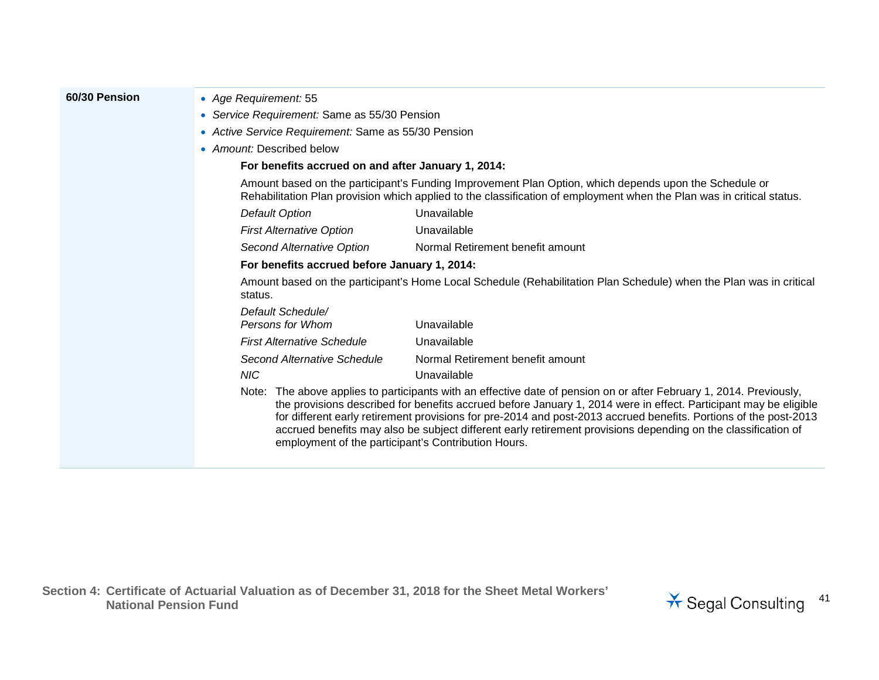**60/30 Pension**

- *Age Requirement:* 55
- *Service Requirement:* Same as 55/30 Pension
- *Active Service Requirement:* Same as 55/30 Pension
- *Amount:* Described below

**For benefits accrued on and after January 1, 2014:**

Amount based on the participant's Funding Improvement Plan Option, which depends upon the Schedule or Rehabilitation Plan provision which applied to the classification of employment when the Plan was in critical status.

| | |
|---|---|
| *Default Option* | Unavailable |
| *First Alternative Option* | Unavailable |
| *Second Alternative Option* | Normal Retirement benefit amount |

**For benefits accrued before January 1, 2014:**

Amount based on the participant's Home Local Schedule (Rehabilitation Plan Schedule) when the Plan was in critical status.

| | |
|---|---|
| *Default Schedule/ Persons for Whom* | Unavailable |
| *First Alternative Schedule* | Unavailable |
| *Second Alternative Schedule* | Normal Retirement benefit amount |
| *NIC* | Unavailable |

Note: The above applies to participants with an effective date of pension on or after February 1, 2014. Previously, the provisions described for benefits accrued before January 1, 2014 were in effect. Participant may be eligible for different early retirement provisions for pre-2014 and post-2013 accrued benefits. Portions of the post-2013 accrued benefits may also be subject different early retirement provisions depending on the classification of employment of the participant's Contribution Hours.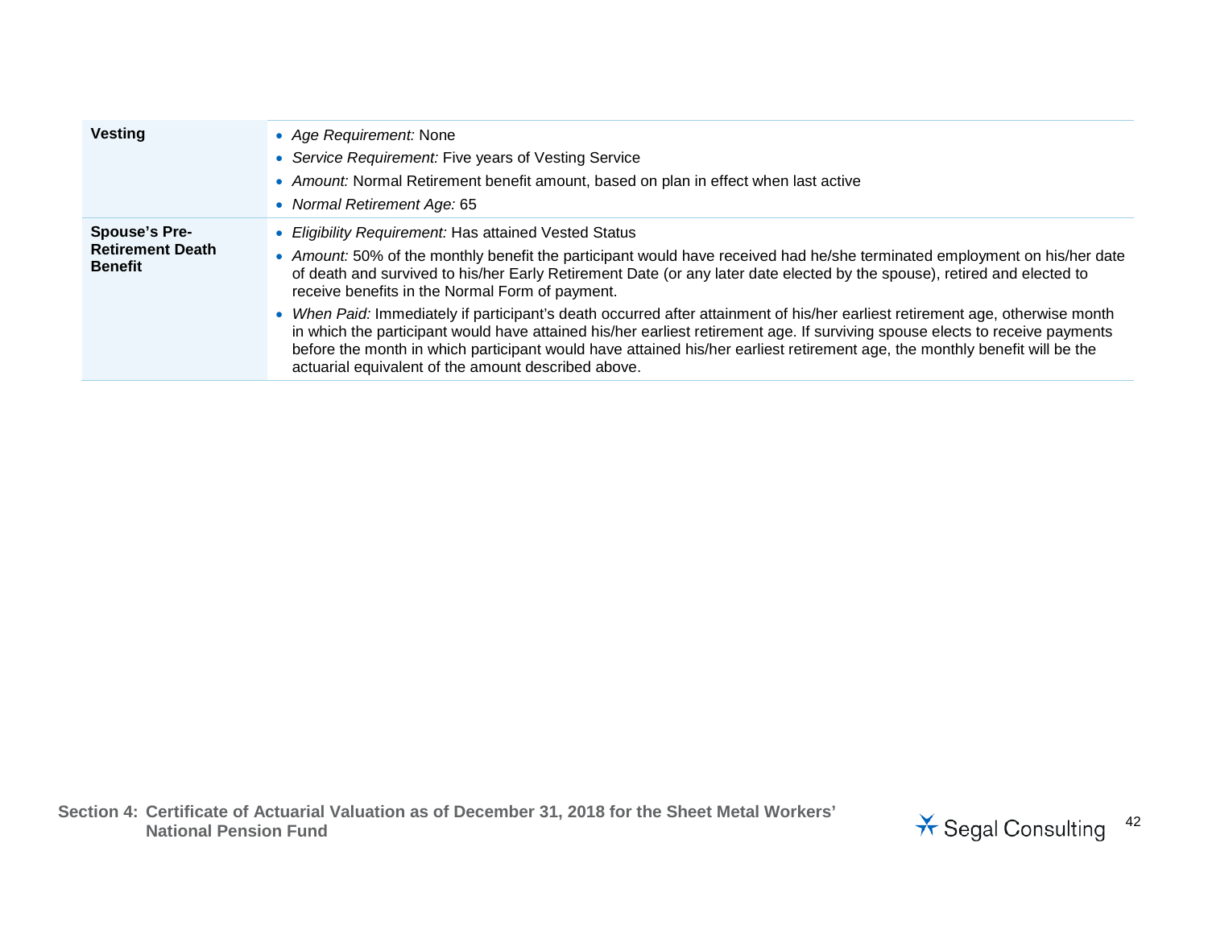| | |
|---|---|
| **Vesting** | • *Age Requirement:* None<br>• *Service Requirement:* Five years of Vesting Service<br>• *Amount:* Normal Retirement benefit amount, based on plan in effect when last active<br>• *Normal Retirement Age:* 65 |
| **Spouse's Pre-Retirement Death Benefit** | • *Eligibility Requirement:* Has attained Vested Status<br>• *Amount:* 50% of the monthly benefit the participant would have received had he/she terminated employment on his/her date of death and survived to his/her Early Retirement Date (or any later date elected by the spouse), retired and elected to receive benefits in the Normal Form of payment.<br>• *When Paid:* Immediately if participant's death occurred after attainment of his/her earliest retirement age, otherwise month in which the participant would have attained his/her earliest retirement age. If surviving spouse elects to receive payments before the month in which participant would have attained his/her earliest retirement age, the monthly benefit will be the actuarial equivalent of the amount described above. |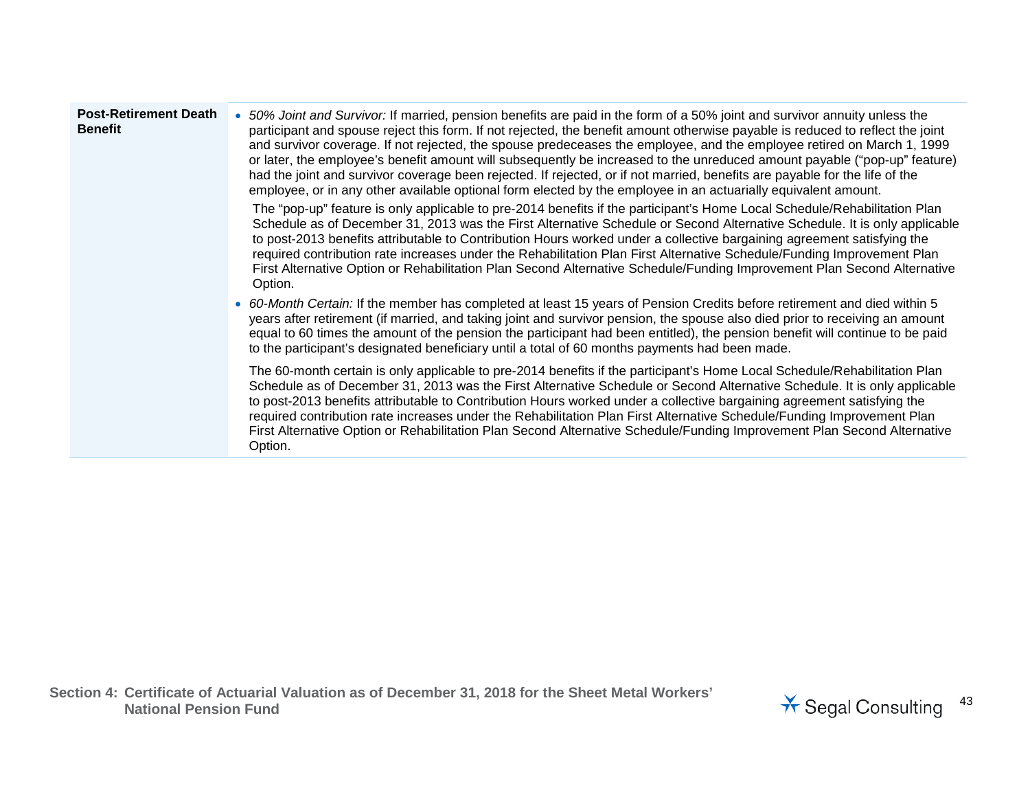| | |
|---|---|
| **Post-Retirement Death Benefit** | • *50% Joint and Survivor:* If married, pension benefits are paid in the form of a 50% joint and survivor annuity unless the participant and spouse reject this form. If not rejected, the benefit amount otherwise payable is reduced to reflect the joint and survivor coverage. If not rejected, the spouse predeceases the employee, and the employee retired on March 1, 1999 or later, the employee's benefit amount will subsequently be increased to the unreduced amount payable ("pop-up" feature) had the joint and survivor coverage been rejected. If rejected, or if not married, benefits are payable for the life of the employee, or in any other available optional form elected by the employee in an actuarially equivalent amount.<br><br>The "pop-up" feature is only applicable to pre-2014 benefits if the participant's Home Local Schedule/Rehabilitation Plan Schedule as of December 31, 2013 was the First Alternative Schedule or Second Alternative Schedule. It is only applicable to post-2013 benefits attributable to Contribution Hours worked under a collective bargaining agreement satisfying the required contribution rate increases under the Rehabilitation Plan First Alternative Schedule/Funding Improvement Plan First Alternative Option or Rehabilitation Plan Second Alternative Schedule/Funding Improvement Plan Second Alternative Option.<br><br>• *60-Month Certain:* If the member has completed at least 15 years of Pension Credits before retirement and died within 5 years after retirement (if married, and taking joint and survivor pension, the spouse also died prior to receiving an amount equal to 60 times the amount of the pension the participant had been entitled), the pension benefit will continue to be paid to the participant's designated beneficiary until a total of 60 months payments had been made.<br><br>The 60-month certain is only applicable to pre-2014 benefits if the participant's Home Local Schedule/Rehabilitation Plan Schedule as of December 31, 2013 was the First Alternative Schedule or Second Alternative Schedule. It is only applicable to post-2013 benefits attributable to Contribution Hours worked under a collective bargaining agreement satisfying the required contribution rate increases under the Rehabilitation Plan First Alternative Schedule/Funding Improvement Plan First Alternative Option or Rehabilitation Plan Second Alternative Schedule/Funding Improvement Plan Second Alternative Option. |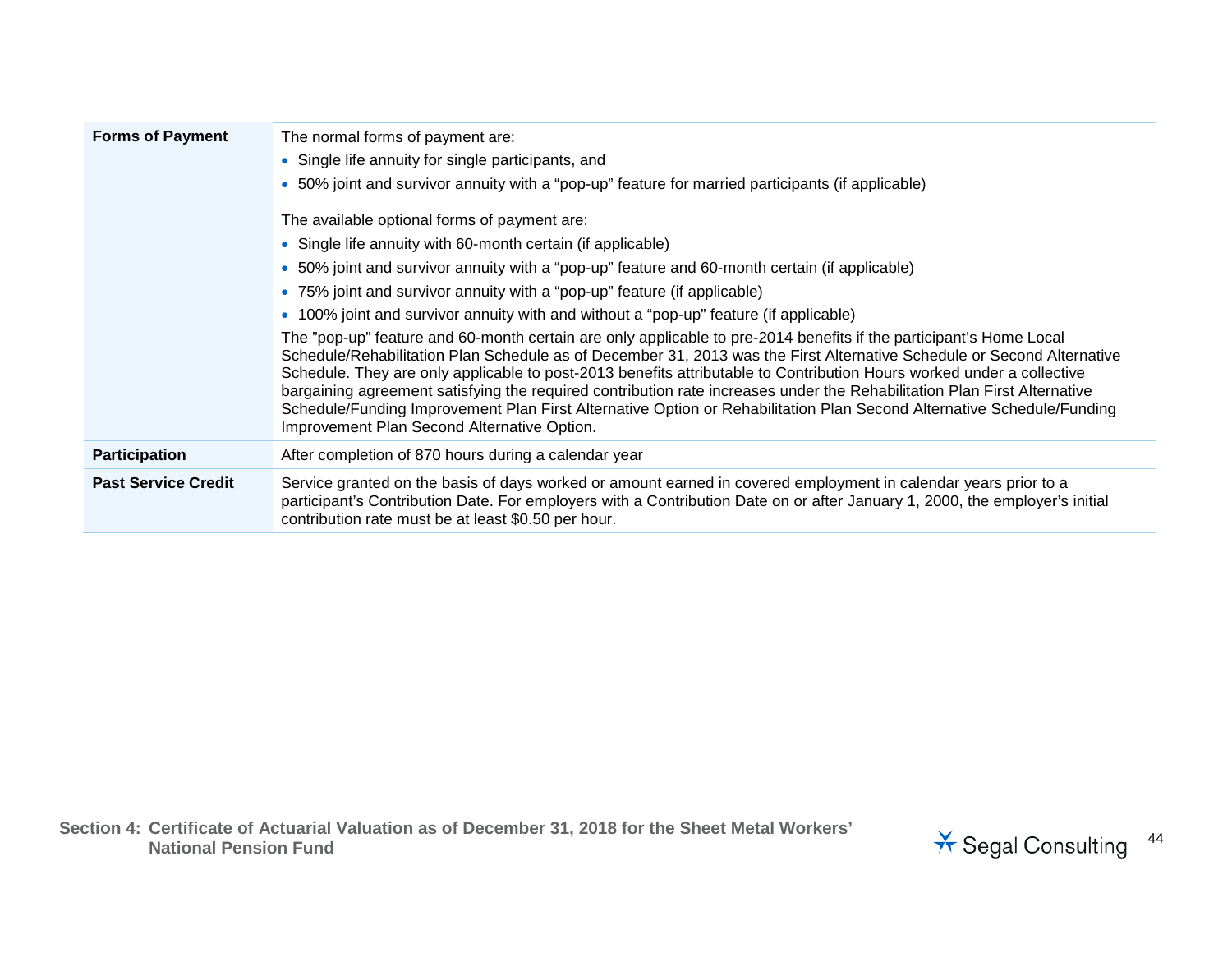| | |
|---|---|
| **Forms of Payment** | The normal forms of payment are:<br>• Single life annuity for single participants, and<br>• 50% joint and survivor annuity with a "pop-up" feature for married participants (if applicable)<br><br>The available optional forms of payment are:<br>• Single life annuity with 60-month certain (if applicable)<br>• 50% joint and survivor annuity with a "pop-up" feature and 60-month certain (if applicable)<br>• 75% joint and survivor annuity with a "pop-up" feature (if applicable)<br>• 100% joint and survivor annuity with and without a "pop-up" feature (if applicable)<br>The "pop-up" feature and 60-month certain are only applicable to pre-2014 benefits if the participant's Home Local Schedule/Rehabilitation Plan Schedule as of December 31, 2013 was the First Alternative Schedule or Second Alternative Schedule. They are only applicable to post-2013 benefits attributable to Contribution Hours worked under a collective bargaining agreement satisfying the required contribution rate increases under the Rehabilitation Plan First Alternative Schedule/Funding Improvement Plan First Alternative Option or Rehabilitation Plan Second Alternative Schedule/Funding Improvement Plan Second Alternative Option. |
| **Participation** | After completion of 870 hours during a calendar year |
| **Past Service Credit** | Service granted on the basis of days worked or amount earned in covered employment in calendar years prior to a participant's Contribution Date. For employers with a Contribution Date on or after January 1, 2000, the employer's initial contribution rate must be at least $0.50 per hour. |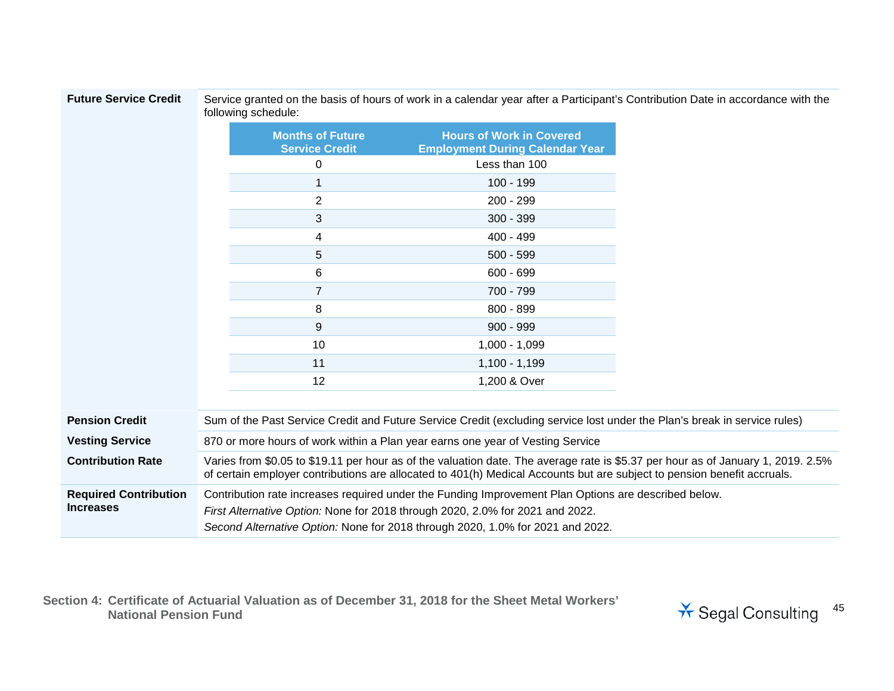**Future Service Credit**

Service granted on the basis of hours of work in a calendar year after a Participant's Contribution Date in accordance with the following schedule:

| Months of Future Service Credit | Hours of Work in Covered Employment During Calendar Year |
|---|---|
| 0 | Less than 100 |
| 1 | 100 - 199 |
| 2 | 200 - 299 |
| 3 | 300 - 399 |
| 4 | 400 - 499 |
| 5 | 500 - 599 |
| 6 | 600 - 699 |
| 7 | 700 - 799 |
| 8 | 800 - 899 |
| 9 | 900 - 999 |
| 10 | 1,000 - 1,099 |
| 11 | 1,100 - 1,199 |
| 12 | 1,200 & Over |

**Pension Credit**

Sum of the Past Service Credit and Future Service Credit (excluding service lost under the Plan's break in service rules)

**Vesting Service**

870 or more hours of work within a Plan year earns one year of Vesting Service

**Contribution Rate**

Varies from $0.05 to $19.11 per hour as of the valuation date. The average rate is $5.37 per hour as of January 1, 2019. 2.5% of certain employer contributions are allocated to 401(h) Medical Accounts but are subject to pension benefit accruals.

**Required Contribution Increases**

Contribution rate increases required under the Funding Improvement Plan Options are described below.

*First Alternative Option:* None for 2018 through 2020, 2.0% for 2021 and 2022.

*Second Alternative Option:* None for 2018 through 2020, 1.0% for 2021 and 2022.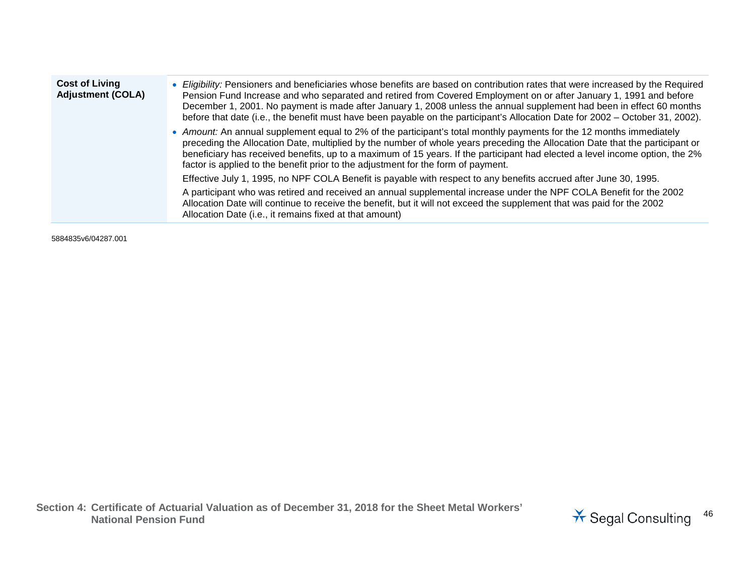| | |
|---|---|
| **Cost of Living Adjustment (COLA)** | • *Eligibility:* Pensioners and beneficiaries whose benefits are based on contribution rates that were increased by the Required Pension Fund Increase and who separated and retired from Covered Employment on or after January 1, 1991 and before December 1, 2001. No payment is made after January 1, 2008 unless the annual supplement had been in effect 60 months before that date (i.e., the benefit must have been payable on the participant's Allocation Date for 2002 – October 31, 2002).<br>• *Amount:* An annual supplement equal to 2% of the participant's total monthly payments for the 12 months immediately preceding the Allocation Date, multiplied by the number of whole years preceding the Allocation Date that the participant or beneficiary has received benefits, up to a maximum of 15 years. If the participant had elected a level income option, the 2% factor is applied to the benefit prior to the adjustment for the form of payment.<br>Effective July 1, 1995, no NPF COLA Benefit is payable with respect to any benefits accrued after June 30, 1995.<br>A participant who was retired and received an annual supplemental increase under the NPF COLA Benefit for the 2002 Allocation Date will continue to receive the benefit, but it will not exceed the supplement that was paid for the 2002 Allocation Date (i.e., it remains fixed at that amount) |

5884835v6/04287.001